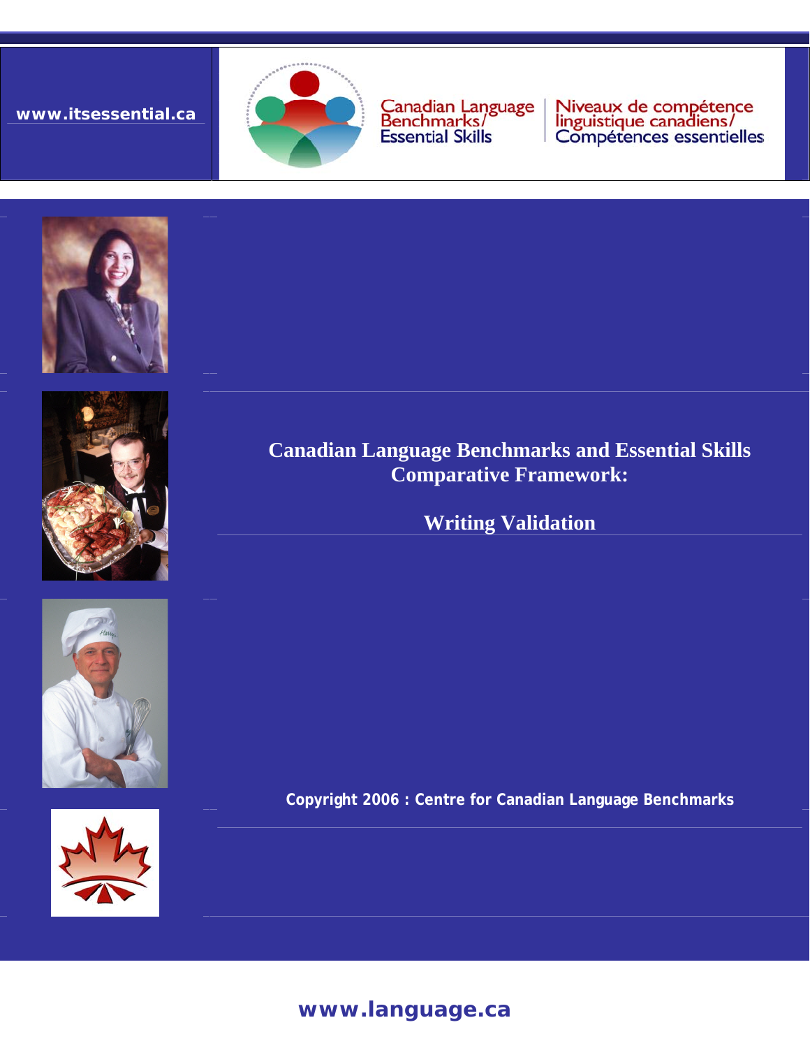www.itsessential.ca

Canadian Language Benchmarks/ Essential Skills

Niveaux de compétence linguistique canadiens/ Compétences essentielles

# Canadian Language Benchmarks and Essential Skills Comparative Framework:

## Writing Validation

Copyright 2006 : Centre for Canadian Language Benchmarks

www.language.ca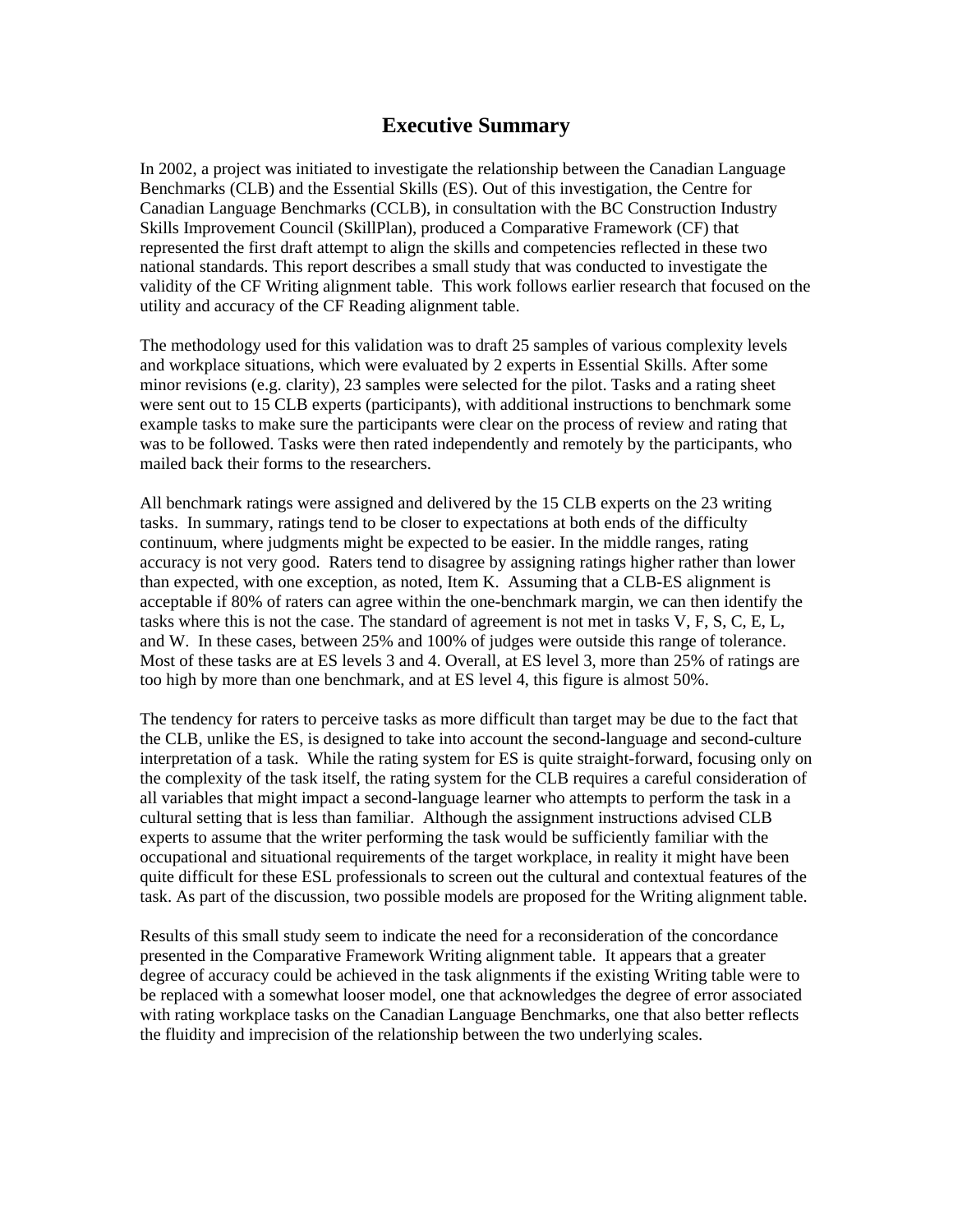# Executive Summary

In 2002, a project was initiated to investigate the relationship between the Canadian Language Benchmarks (CLB) and the Essential Skills (ES). Out of this investigation, the Centre for Canadian Language Benchmarks (CCLB), in consultation with the BC Construction Industry Skills Improvement Council (SkillPlan), produced a Comparative Framework (CF) that represented the first draft attempt to align the skills and competencies reflected in these two national standards. This report describes a small study that was conducted to investigate the validity of the CF Writing alignment table. This work follows earlier research that focused on the utility and accuracy of the CF Reading alignment table.

The methodology used for this validation was to draft 25 samples of various complexity levels and workplace situations, which were evaluated by 2 experts in Essential Skills. After some minor revisions (e.g. clarity), 23 samples were selected for the pilot. Tasks and a rating sheet were sent out to 15 CLB experts (participants), with additional instructions to benchmark some example tasks to make sure the participants were clear on the process of review and rating that was to be followed. Tasks were then rated independently and remotely by the participants, who mailed back their forms to the researchers.

All benchmark ratings were assigned and delivered by the 15 CLB experts on the 23 writing tasks. In summary, ratings tend to be closer to expectations at both ends of the difficulty continuum, where judgments might be expected to be easier. In the middle ranges, rating accuracy is not very good. Raters tend to disagree by assigning ratings higher rather than lower than expected, with one exception, as noted, Item K. Assuming that a CLB-ES alignment is acceptable if 80% of raters can agree within the one-benchmark margin, we can then identify the tasks where this is not the case. The standard of agreement is not met in tasks V, F, S, C, E, L, and W. In these cases, between 25% and 100% of judges were outside this range of tolerance. Most of these tasks are at ES levels 3 and 4. Overall, at ES level 3, more than 25% of ratings are too high by more than one benchmark, and at ES level 4, this figure is almost 50%.

The tendency for raters to perceive tasks as more difficult than target may be due to the fact that the CLB, unlike the ES, is designed to take into account the second-language and second-culture interpretation of a task. While the rating system for ES is quite straight-forward, focusing only on the complexity of the task itself, the rating system for the CLB requires a careful consideration of all variables that might impact a second-language learner who attempts to perform the task in a cultural setting that is less than familiar. Although the assignment instructions advised CLB experts to assume that the writer performing the task would be sufficiently familiar with the occupational and situational requirements of the target workplace, in reality it might have been quite difficult for these ESL professionals to screen out the cultural and contextual features of the task. As part of the discussion, two possible models are proposed for the Writing alignment table.

Results of this small study seem to indicate the need for a reconsideration of the concordance presented in the Comparative Framework Writing alignment table. It appears that a greater degree of accuracy could be achieved in the task alignments if the existing Writing table were to be replaced with a somewhat looser model, one that acknowledges the degree of error associated with rating workplace tasks on the Canadian Language Benchmarks, one that also better reflects the fluidity and imprecision of the relationship between the two underlying scales.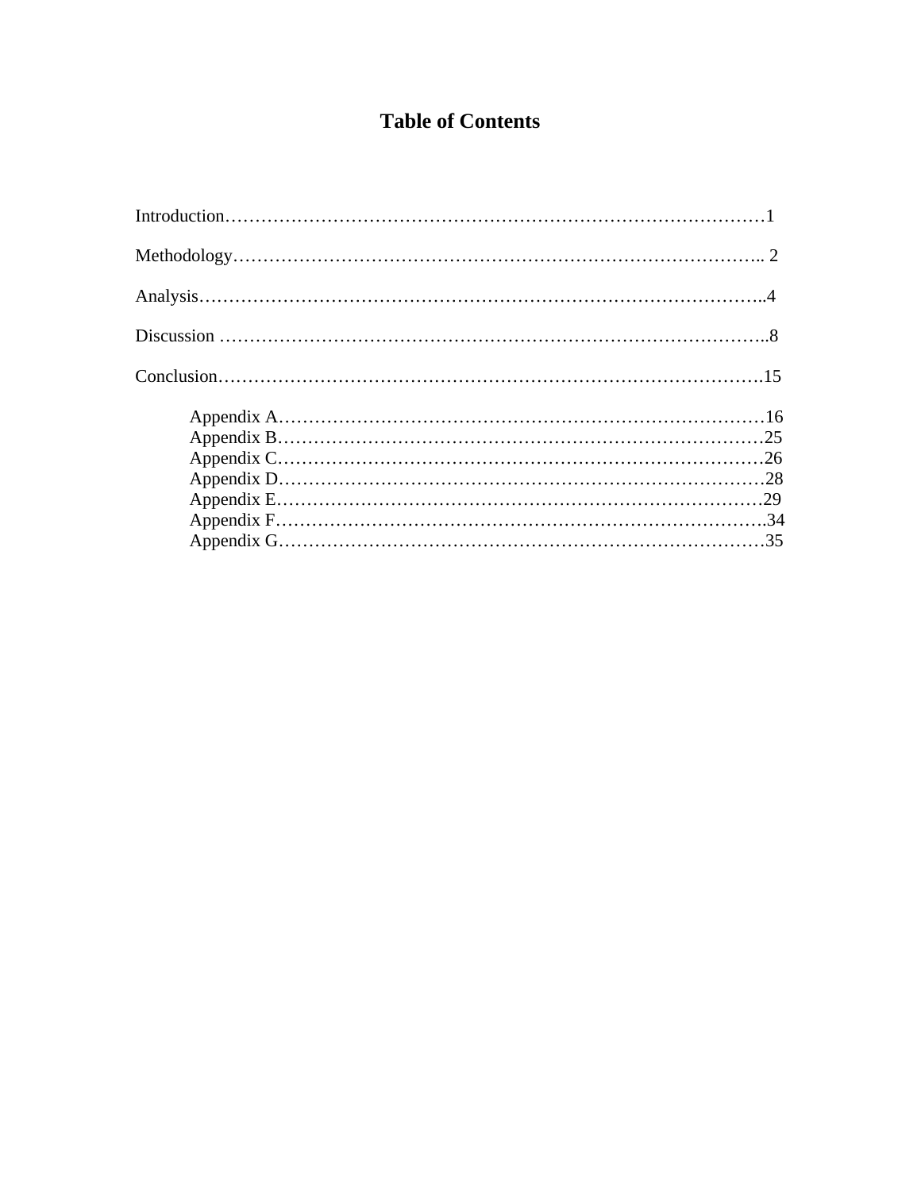# Table of Contents

Introduction……………………………………………………………………………………1

Methodology………………………………………………………………………………….. 2

Analysis………………………………………………………………………………………..4

Discussion ……………………………………………………………………………………..8

Conclusion…………………………………………………………………………………….15

- Appendix A………………………………………………………………………16
- Appendix B………………………………………………………………………25
- Appendix C………………………………………………………………………26
- Appendix D………………………………………………………………………28
- Appendix E………………………………………………………………………29
- Appendix F……………………………………………………………………….34
- Appendix G………………………………………………………………………35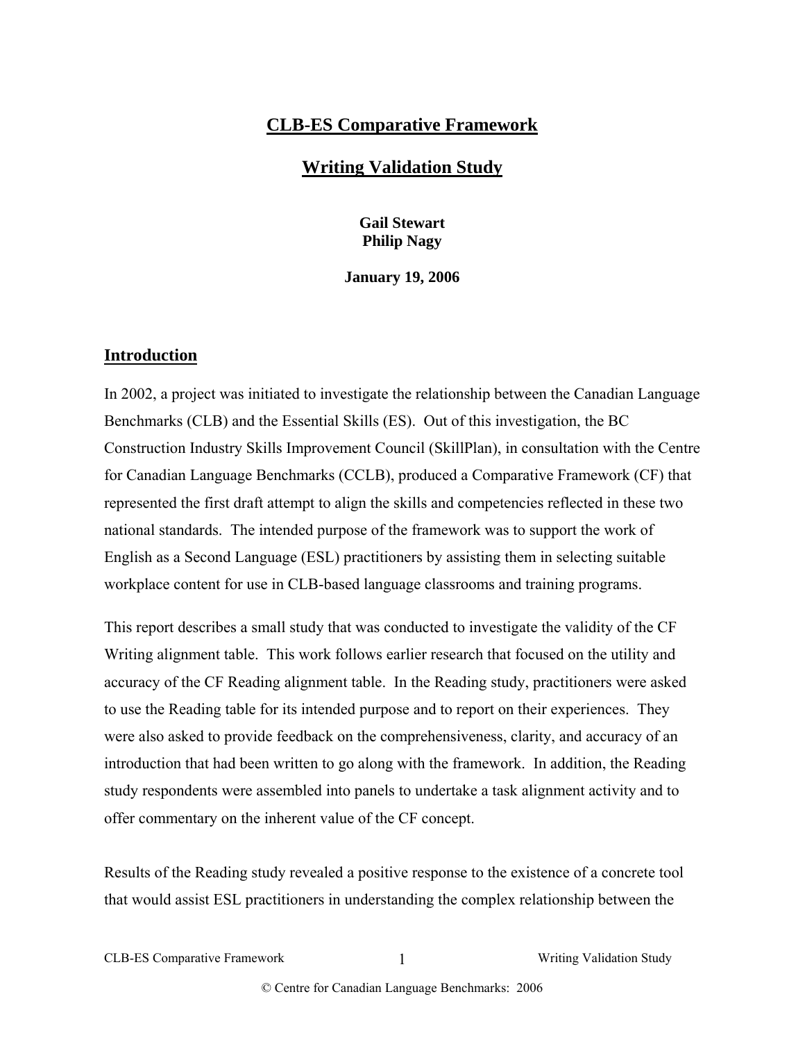# CLB-ES Comparative Framework

## Writing Validation Study

**Gail Stewart**
**Philip Nagy**

**January 19, 2006**

## Introduction

In 2002, a project was initiated to investigate the relationship between the Canadian Language Benchmarks (CLB) and the Essential Skills (ES). Out of this investigation, the BC Construction Industry Skills Improvement Council (SkillPlan), in consultation with the Centre for Canadian Language Benchmarks (CCLB), produced a Comparative Framework (CF) that represented the first draft attempt to align the skills and competencies reflected in these two national standards. The intended purpose of the framework was to support the work of English as a Second Language (ESL) practitioners by assisting them in selecting suitable workplace content for use in CLB-based language classrooms and training programs.

This report describes a small study that was conducted to investigate the validity of the CF Writing alignment table. This work follows earlier research that focused on the utility and accuracy of the CF Reading alignment table. In the Reading study, practitioners were asked to use the Reading table for its intended purpose and to report on their experiences. They were also asked to provide feedback on the comprehensiveness, clarity, and accuracy of an introduction that had been written to go along with the framework. In addition, the Reading study respondents were assembled into panels to undertake a task alignment activity and to offer commentary on the inherent value of the CF concept.

Results of the Reading study revealed a positive response to the existence of a concrete tool that would assist ESL practitioners in understanding the complex relationship between the

© Centre for Canadian Language Benchmarks: 2006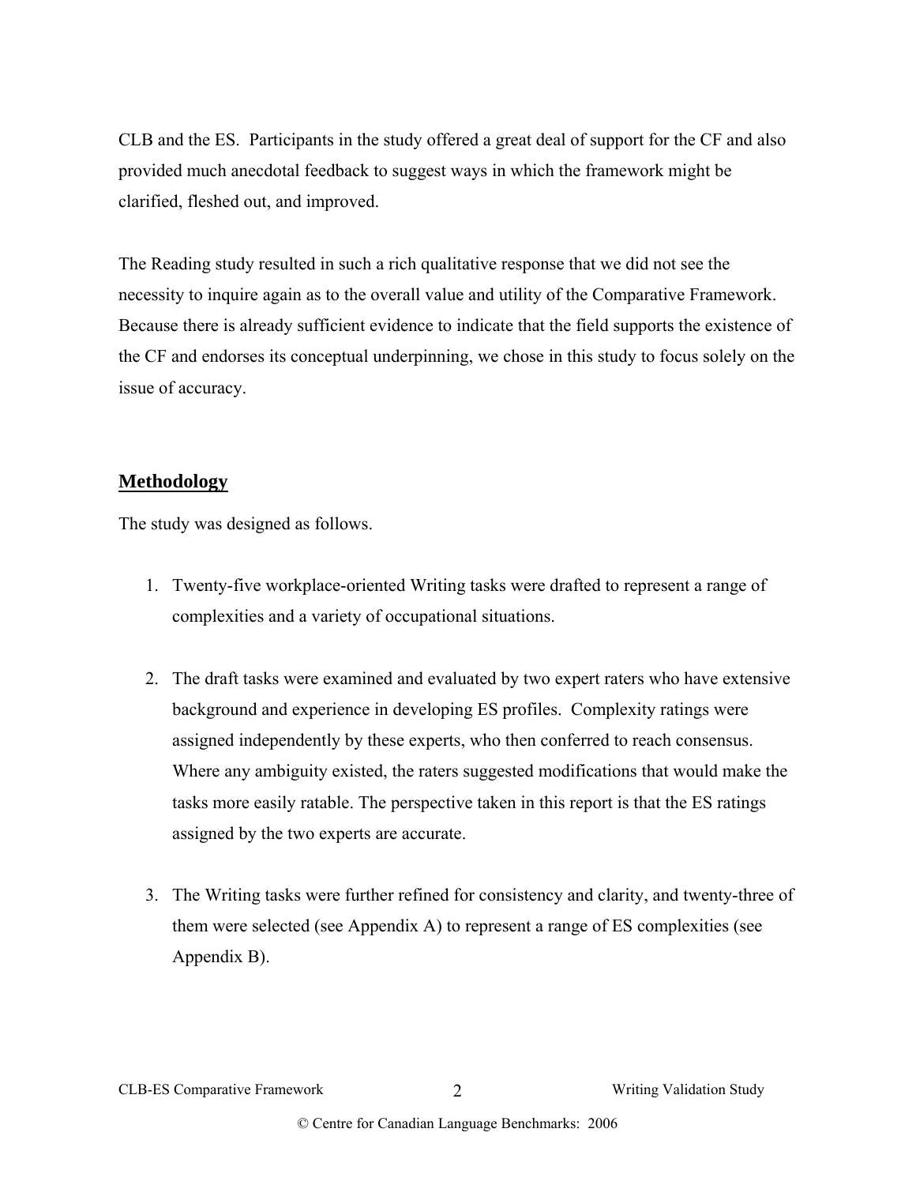CLB and the ES. Participants in the study offered a great deal of support for the CF and also provided much anecdotal feedback to suggest ways in which the framework might be clarified, fleshed out, and improved.

The Reading study resulted in such a rich qualitative response that we did not see the necessity to inquire again as to the overall value and utility of the Comparative Framework. Because there is already sufficient evidence to indicate that the field supports the existence of the CF and endorses its conceptual underpinning, we chose in this study to focus solely on the issue of accuracy.

## Methodology

The study was designed as follows.

1. Twenty-five workplace-oriented Writing tasks were drafted to represent a range of complexities and a variety of occupational situations.

2. The draft tasks were examined and evaluated by two expert raters who have extensive background and experience in developing ES profiles. Complexity ratings were assigned independently by these experts, who then conferred to reach consensus. Where any ambiguity existed, the raters suggested modifications that would make the tasks more easily ratable. The perspective taken in this report is that the ES ratings assigned by the two experts are accurate.

3. The Writing tasks were further refined for consistency and clarity, and twenty-three of them were selected (see Appendix A) to represent a range of ES complexities (see Appendix B).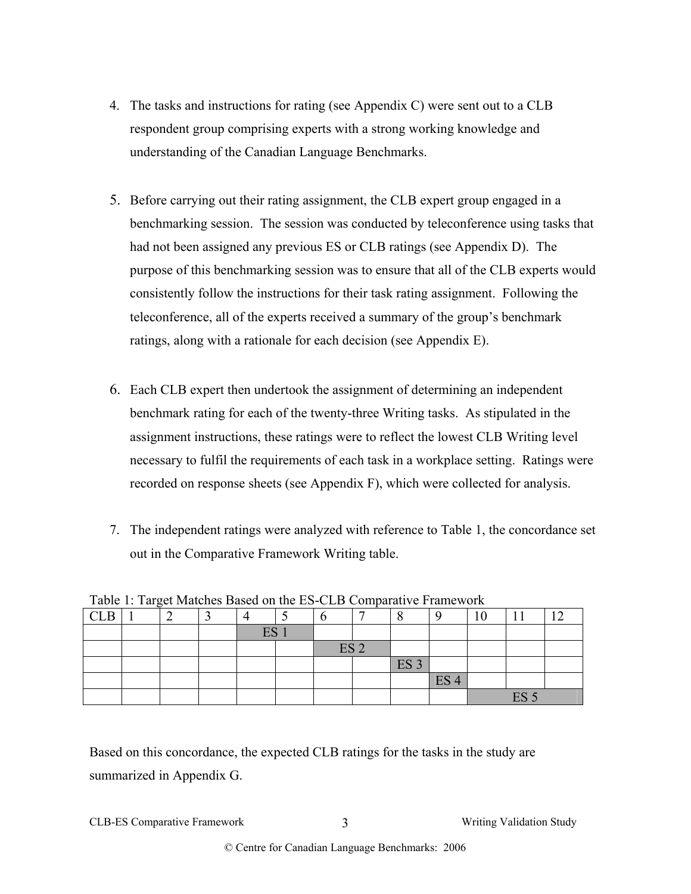4. The tasks and instructions for rating (see Appendix C) were sent out to a CLB respondent group comprising experts with a strong working knowledge and understanding of the Canadian Language Benchmarks.

5. Before carrying out their rating assignment, the CLB expert group engaged in a benchmarking session. The session was conducted by teleconference using tasks that had not been assigned any previous ES or CLB ratings (see Appendix D). The purpose of this benchmarking session was to ensure that all of the CLB experts would consistently follow the instructions for their task rating assignment. Following the teleconference, all of the experts received a summary of the group's benchmark ratings, along with a rationale for each decision (see Appendix E).

6. Each CLB expert then undertook the assignment of determining an independent benchmark rating for each of the twenty-three Writing tasks. As stipulated in the assignment instructions, these ratings were to reflect the lowest CLB Writing level necessary to fulfil the requirements of each task in a workplace setting. Ratings were recorded on response sheets (see Appendix F), which were collected for analysis.

7. The independent ratings were analyzed with reference to Table 1, the concordance set out in the Comparative Framework Writing table.

Table 1: Target Matches Based on the ES-CLB Comparative Framework

| CLB | 1 | 2 | 3 | 4 | 5 | 6 | 7 | 8 | 9 | 10 | 11 | 12 |
|---|---|---|---|---|---|---|---|---|---|---|---|---|
| | | | | ES 1 | | | | | | | | |
| | | | | | | ES 2 | | | | | | |
| | | | | | | | | ES 3 | | | | |
| | | | | | | | | | ES 4 | | | |
| | | | | | | | | | | ES 5 | | |

Based on this concordance, the expected CLB ratings for the tasks in the study are summarized in Appendix G.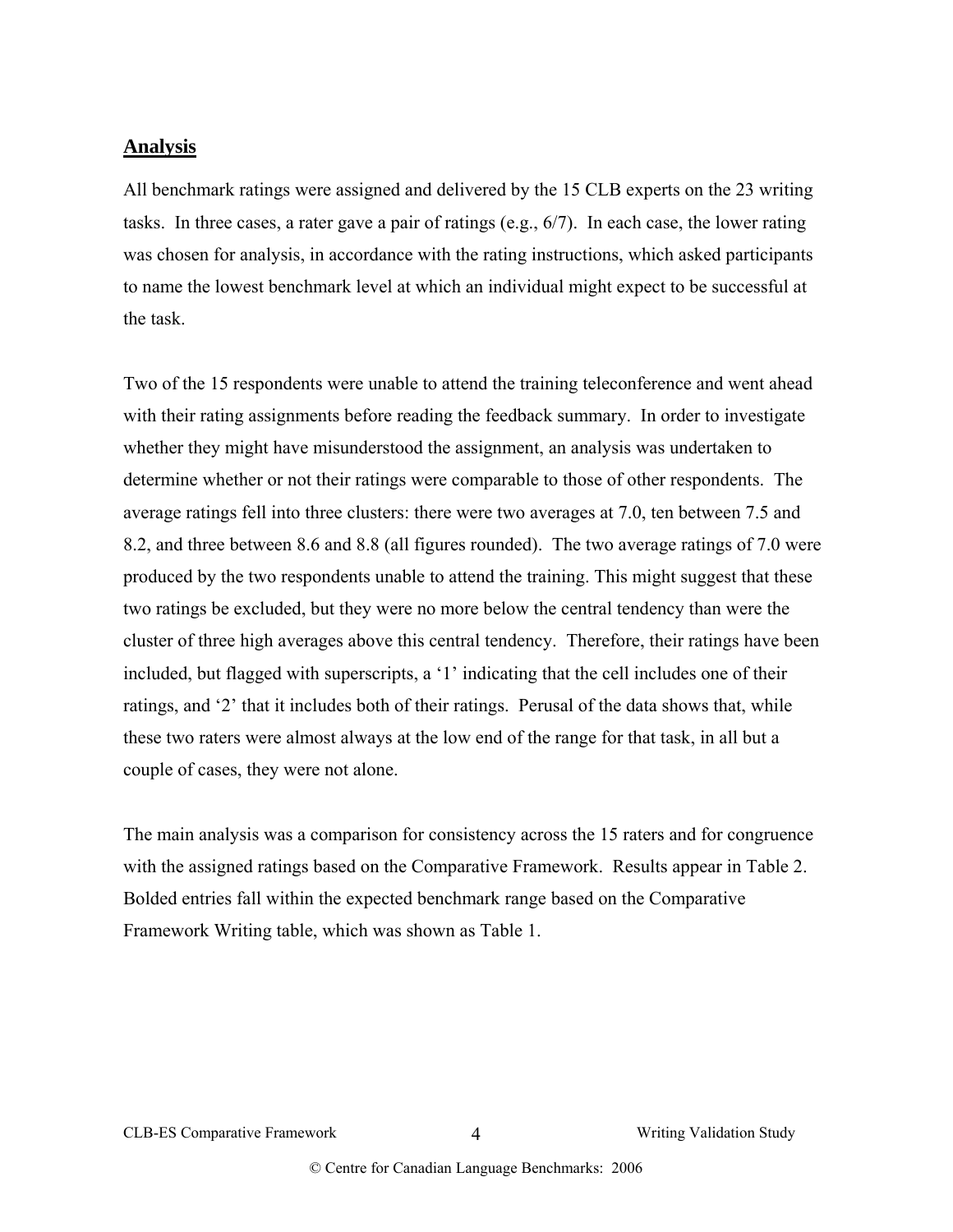## Analysis

All benchmark ratings were assigned and delivered by the 15 CLB experts on the 23 writing tasks. In three cases, a rater gave a pair of ratings (e.g., 6/7). In each case, the lower rating was chosen for analysis, in accordance with the rating instructions, which asked participants to name the lowest benchmark level at which an individual might expect to be successful at the task.

Two of the 15 respondents were unable to attend the training teleconference and went ahead with their rating assignments before reading the feedback summary. In order to investigate whether they might have misunderstood the assignment, an analysis was undertaken to determine whether or not their ratings were comparable to those of other respondents. The average ratings fell into three clusters: there were two averages at 7.0, ten between 7.5 and 8.2, and three between 8.6 and 8.8 (all figures rounded). The two average ratings of 7.0 were produced by the two respondents unable to attend the training. This might suggest that these two ratings be excluded, but they were no more below the central tendency than were the cluster of three high averages above this central tendency. Therefore, their ratings have been included, but flagged with superscripts, a '1' indicating that the cell includes one of their ratings, and '2' that it includes both of their ratings. Perusal of the data shows that, while these two raters were almost always at the low end of the range for that task, in all but a couple of cases, they were not alone.

The main analysis was a comparison for consistency across the 15 raters and for congruence with the assigned ratings based on the Comparative Framework. Results appear in Table 2. Bolded entries fall within the expected benchmark range based on the Comparative Framework Writing table, which was shown as Table 1.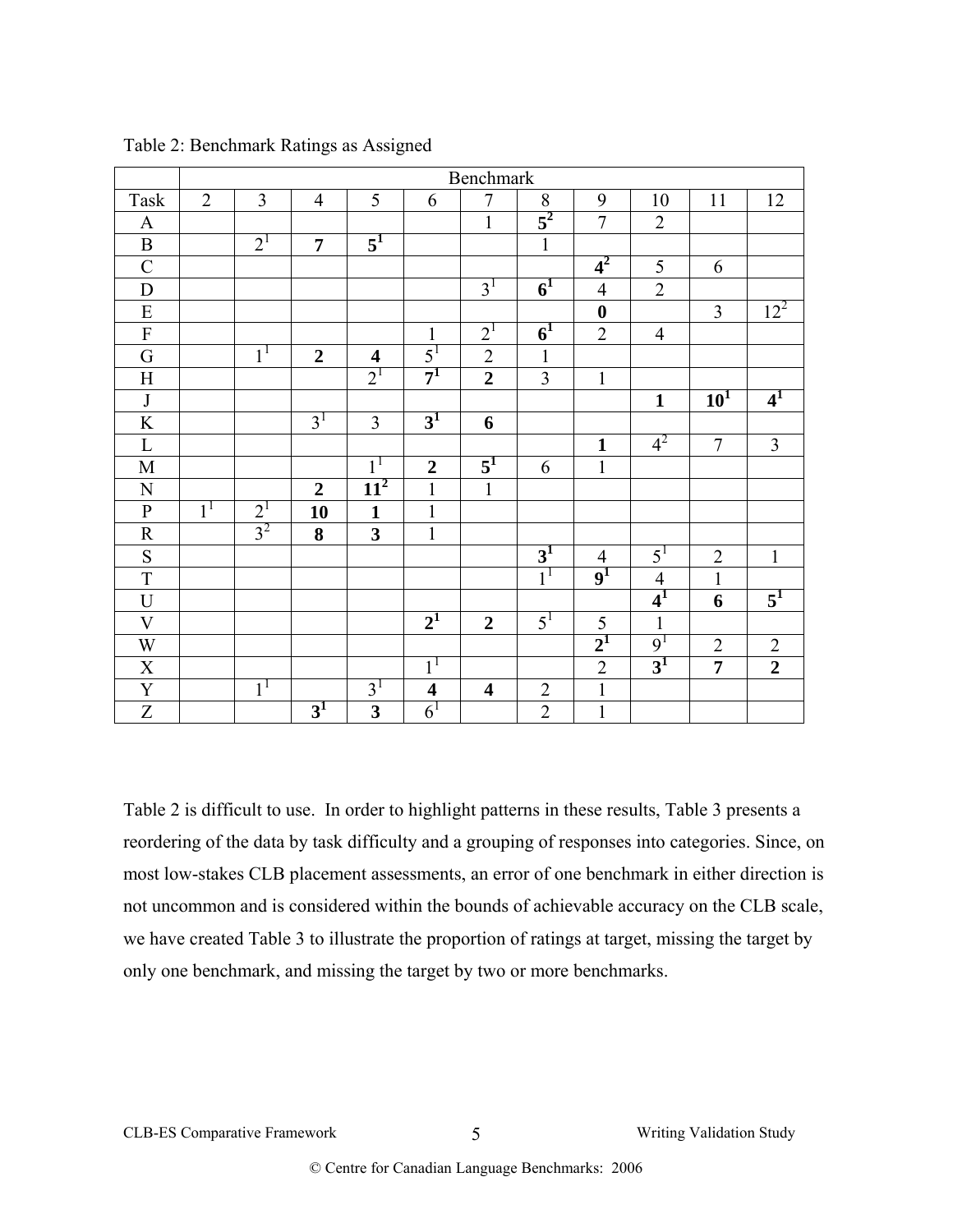Table 2: Benchmark Ratings as Assigned

| | Benchmark | | | | | | | | | | |
|---|---|---|---|---|---|---|---|---|---|---|---|
| Task | 2 | 3 | 4 | 5 | 6 | 7 | 8 | 9 | 10 | 11 | 12 |
| A | | | | | | 1 | **5[2]** | 7 | 2 | | |
| B | | 2[1] | **7** | **5[1]** | | | 1 | | | | |
| C | | | | | | | | **4[2]** | 5 | 6 | |
| D | | | | | | 3[1] | **6[1]** | 4 | 2 | | |
| E | | | | | | | | **0** | | 3 | 12[2] |
| F | | | | | 1 | 2[1] | **6[1]** | 2 | 4 | | |
| G | | 1[1] | **2** | **4** | 5[1] | 2 | 1 | | | | |
| H | | | | 2[1] | **7[1]** | **2** | 3 | 1 | | | |
| J | | | | | | | | | **1** | **10[1]** | **4[1]** |
| K | | | 3[1] | 3 | **3[1]** | **6** | | | | | |
| L | | | | | | | | **1** | 4[2] | 7 | 3 |
| M | | | | 1[1] | **2** | **5[1]** | 6 | 1 | | | |
| N | | | **2** | **11[2]** | 1 | 1 | | | | | |
| P | 1[1] | 2[1] | **10** | **1** | 1 | | | | | | |
| R | | 3[2] | **8** | **3** | 1 | | | | | | |
| S | | | | | | | **3[1]** | 4 | 5[1] | 2 | 1 |
| T | | | | | | | 1[1] | **9[1]** | 4 | 1 | |
| U | | | | | | | | | **4[1]** | **6** | **5[1]** |
| V | | | | | **2[1]** | **2** | 5[1] | 5 | 1 | | |
| W | | | | | | | | **2[1]** | 9[1] | 2 | 2 |
| X | | | | | 1[1] | | | 2 | **3[1]** | **7** | **2** |
| Y | | 1[1] | | 3[1] | **4** | **4** | 2 | 1 | | | |
| Z | | | **3[1]** | **3** | 6[1] | | 2 | 1 | | | |

Table 2 is difficult to use. In order to highlight patterns in these results, Table 3 presents a reordering of the data by task difficulty and a grouping of responses into categories. Since, on most low-stakes CLB placement assessments, an error of one benchmark in either direction is not uncommon and is considered within the bounds of achievable accuracy on the CLB scale, we have created Table 3 to illustrate the proportion of ratings at target, missing the target by only one benchmark, and missing the target by two or more benchmarks.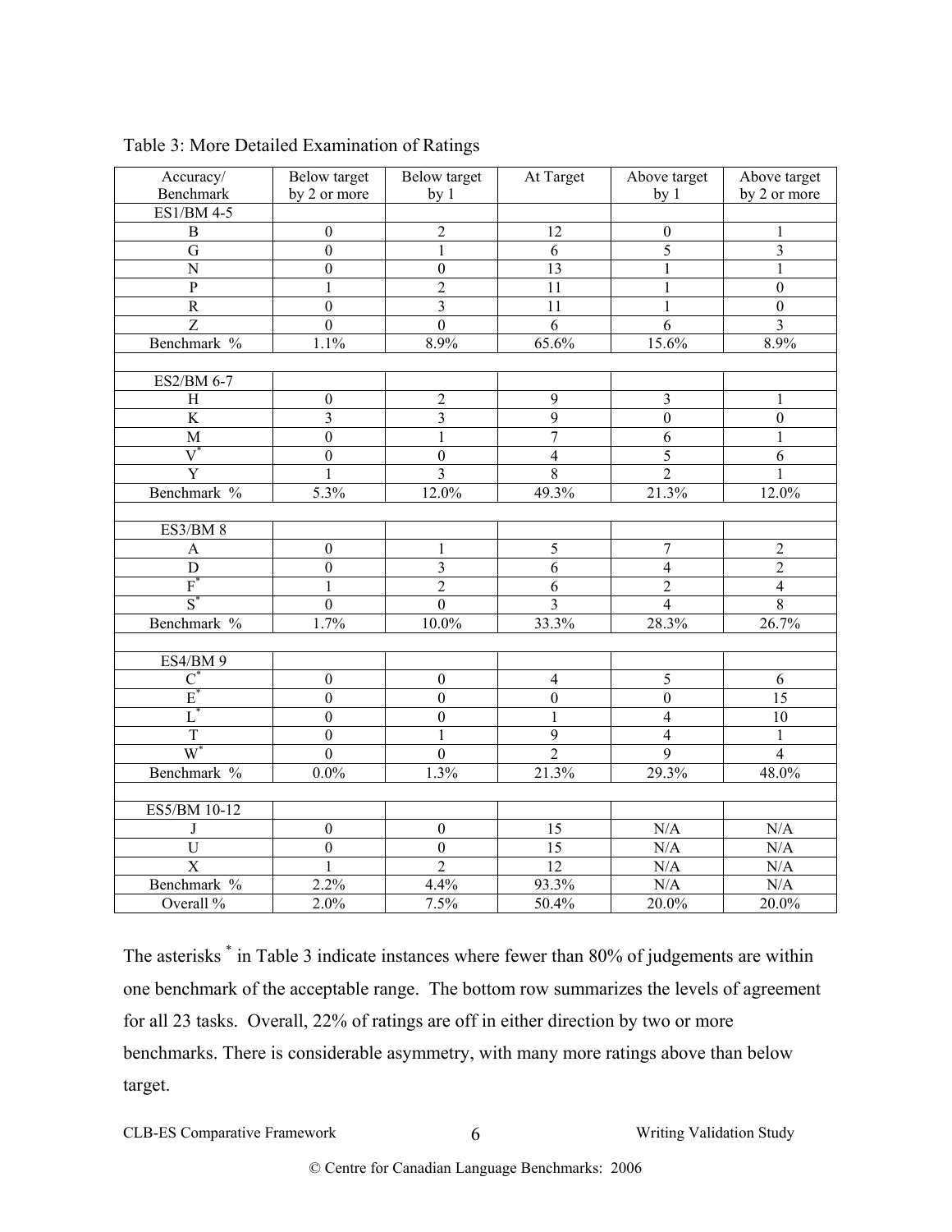Table 3: More Detailed Examination of Ratings

| Accuracy/ Benchmark | Below target by 2 or more | Below target by 1 | At Target | Above target by 1 | Above target by 2 or more |
|---|---|---|---|---|---|
| ES1/BM 4-5 | | | | | |
| B | 0 | 2 | 12 | 0 | 1 |
| G | 0 | 1 | 6 | 5 | 3 |
| N | 0 | 0 | 13 | 1 | 1 |
| P | 1 | 2 | 11 | 1 | 0 |
| R | 0 | 3 | 11 | 1 | 0 |
| Z | 0 | 0 | 6 | 6 | 3 |
| Benchmark % | 1.1% | 8.9% | 65.6% | 15.6% | 8.9% |
| | | | | | |
| ES2/BM 6-7 | | | | | |
| H | 0 | 2 | 9 | 3 | 1 |
| K | 3 | 3 | 9 | 0 | 0 |
| M | 0 | 1 | 7 | 6 | 1 |
| V* | 0 | 0 | 4 | 5 | 6 |
| Y | 1 | 3 | 8 | 2 | 1 |
| Benchmark % | 5.3% | 12.0% | 49.3% | 21.3% | 12.0% |
| | | | | | |
| ES3/BM 8 | | | | | |
| A | 0 | 1 | 5 | 7 | 2 |
| D | 0 | 3 | 6 | 4 | 2 |
| F* | 1 | 2 | 6 | 2 | 4 |
| S* | 0 | 0 | 3 | 4 | 8 |
| Benchmark % | 1.7% | 10.0% | 33.3% | 28.3% | 26.7% |
| | | | | | |
| ES4/BM 9 | | | | | |
| C* | 0 | 0 | 4 | 5 | 6 |
| E* | 0 | 0 | 0 | 0 | 15 |
| L* | 0 | 0 | 1 | 4 | 10 |
| T | 0 | 1 | 9 | 4 | 1 |
| W* | 0 | 0 | 2 | 9 | 4 |
| Benchmark % | 0.0% | 1.3% | 21.3% | 29.3% | 48.0% |
| | | | | | |
| ES5/BM 10-12 | | | | | |
| J | 0 | 0 | 15 | N/A | N/A |
| U | 0 | 0 | 15 | N/A | N/A |
| X | 1 | 2 | 12 | N/A | N/A |
| Benchmark % | 2.2% | 4.4% | 93.3% | N/A | N/A |
| Overall % | 2.0% | 7.5% | 50.4% | 20.0% | 20.0% |

The asterisks * in Table 3 indicate instances where fewer than 80% of judgements are within one benchmark of the acceptable range. The bottom row summarizes the levels of agreement for all 23 tasks. Overall, 22% of ratings are off in either direction by two or more benchmarks. There is considerable asymmetry, with many more ratings above than below target.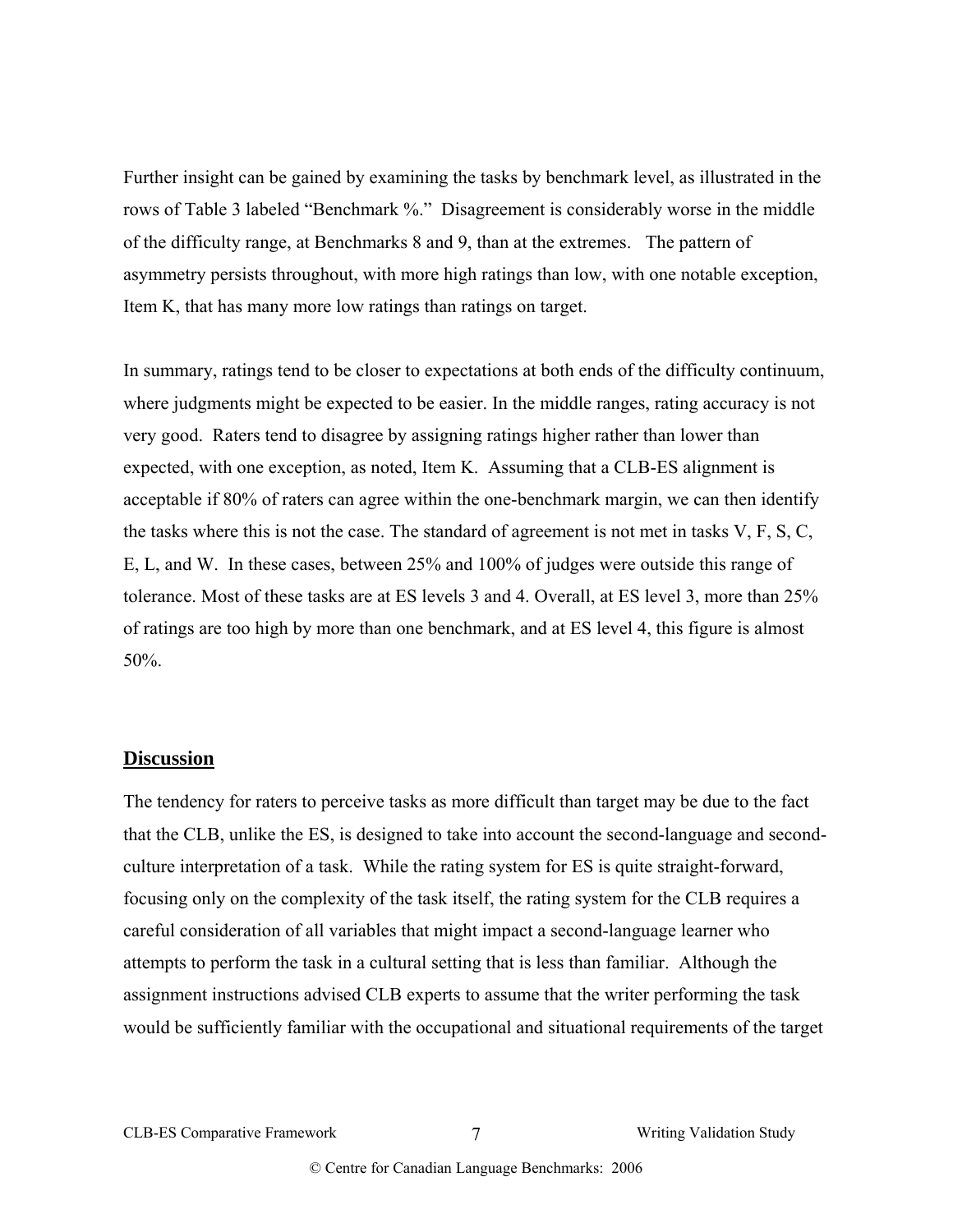Further insight can be gained by examining the tasks by benchmark level, as illustrated in the rows of Table 3 labeled "Benchmark %." Disagreement is considerably worse in the middle of the difficulty range, at Benchmarks 8 and 9, than at the extremes. The pattern of asymmetry persists throughout, with more high ratings than low, with one notable exception, Item K, that has many more low ratings than ratings on target.

In summary, ratings tend to be closer to expectations at both ends of the difficulty continuum, where judgments might be expected to be easier. In the middle ranges, rating accuracy is not very good. Raters tend to disagree by assigning ratings higher rather than lower than expected, with one exception, as noted, Item K. Assuming that a CLB-ES alignment is acceptable if 80% of raters can agree within the one-benchmark margin, we can then identify the tasks where this is not the case. The standard of agreement is not met in tasks V, F, S, C, E, L, and W. In these cases, between 25% and 100% of judges were outside this range of tolerance. Most of these tasks are at ES levels 3 and 4. Overall, at ES level 3, more than 25% of ratings are too high by more than one benchmark, and at ES level 4, this figure is almost 50%.

## Discussion

The tendency for raters to perceive tasks as more difficult than target may be due to the fact that the CLB, unlike the ES, is designed to take into account the second-language and second-culture interpretation of a task. While the rating system for ES is quite straight-forward, focusing only on the complexity of the task itself, the rating system for the CLB requires a careful consideration of all variables that might impact a second-language learner who attempts to perform the task in a cultural setting that is less than familiar. Although the assignment instructions advised CLB experts to assume that the writer performing the task would be sufficiently familiar with the occupational and situational requirements of the target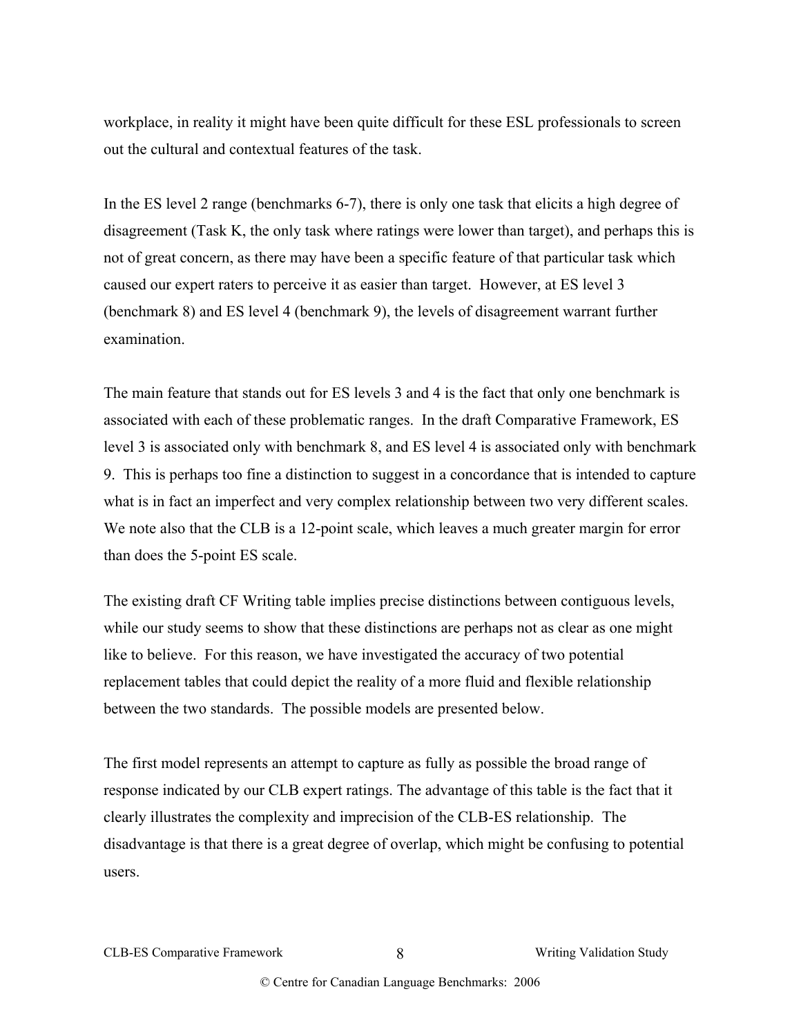workplace, in reality it might have been quite difficult for these ESL professionals to screen out the cultural and contextual features of the task.

In the ES level 2 range (benchmarks 6-7), there is only one task that elicits a high degree of disagreement (Task K, the only task where ratings were lower than target), and perhaps this is not of great concern, as there may have been a specific feature of that particular task which caused our expert raters to perceive it as easier than target. However, at ES level 3 (benchmark 8) and ES level 4 (benchmark 9), the levels of disagreement warrant further examination.

The main feature that stands out for ES levels 3 and 4 is the fact that only one benchmark is associated with each of these problematic ranges. In the draft Comparative Framework, ES level 3 is associated only with benchmark 8, and ES level 4 is associated only with benchmark 9. This is perhaps too fine a distinction to suggest in a concordance that is intended to capture what is in fact an imperfect and very complex relationship between two very different scales. We note also that the CLB is a 12-point scale, which leaves a much greater margin for error than does the 5-point ES scale.

The existing draft CF Writing table implies precise distinctions between contiguous levels, while our study seems to show that these distinctions are perhaps not as clear as one might like to believe. For this reason, we have investigated the accuracy of two potential replacement tables that could depict the reality of a more fluid and flexible relationship between the two standards. The possible models are presented below.

The first model represents an attempt to capture as fully as possible the broad range of response indicated by our CLB expert ratings. The advantage of this table is the fact that it clearly illustrates the complexity and imprecision of the CLB-ES relationship. The disadvantage is that there is a great degree of overlap, which might be confusing to potential users.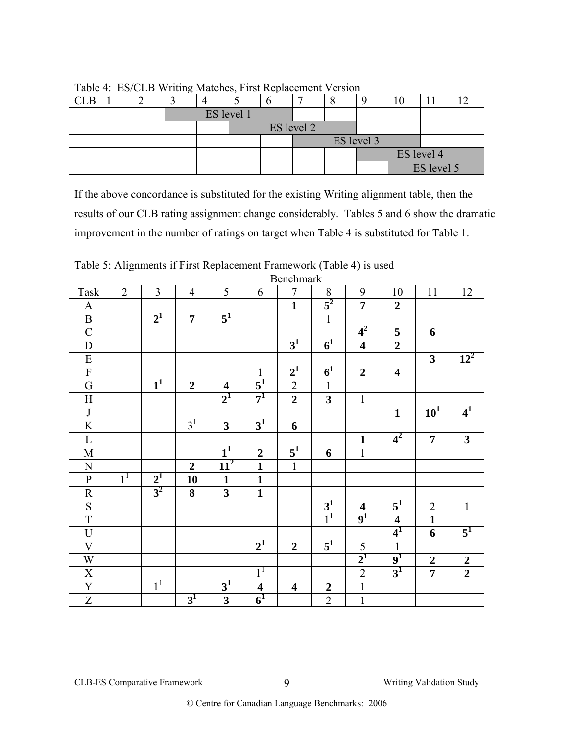Table 4: ES/CLB Writing Matches, First Replacement Version

| CLB | 1 | 2 | 3 | 4 | 5 | 6 | 7 | 8 | 9 | 10 | 11 | 12 |
|---|---|---|---|---|---|---|---|---|---|---|---|---|
| | | | ES level 1 | | | | | | | | | |
| | | | | | ES level 2 | | | | | | | |
| | | | | | | | ES level 3 | | | | | |
| | | | | | | | | | ES level 4 | | | |
| | | | | | | | | | | ES level 5 | | |

If the above concordance is substituted for the existing Writing alignment table, then the results of our CLB rating assignment change considerably. Tables 5 and 6 show the dramatic improvement in the number of ratings on target when Table 4 is substituted for Table 1.

Table 5: Alignments if First Replacement Framework (Table 4) is used

| | Benchmark | | | | | | | | | | |
|---|---|---|---|---|---|---|---|---|---|---|---|
| Task | 2 | 3 | 4 | 5 | 6 | 7 | 8 | 9 | 10 | 11 | 12 |
| A | | | | | | **1** | **5**[2] | **7** | **2** | | |
| B | | **2**[1] | **7** | **5**[1] | | | 1 | | | | |
| C | | | | | | | | **4**[2] | **5** | **6** | |
| D | | | | | | **3**[1] | **6**[1] | **4** | **2** | | |
| E | | | | | | | | | | **3** | **12**[2] |
| F | | | | | 1 | **2**[1] | **6**[1] | **2** | **4** | | |
| G | | **1**[1] | **2** | **4** | **5**[1] | 2 | 1 | | | | |
| H | | | | **2**[1] | **7**[1] | **2** | **3** | 1 | | | |
| J | | | | | | | | | **1** | **10**[1] | **4**[1] |
| K | | | 3[1] | **3** | **3**[1] | **6** | | | | | |
| L | | | | | | | | **1** | **4**[2] | **7** | **3** |
| M | | | | **1**[1] | **2** | **5**[1] | **6** | 1 | | | |
| N | | | **2** | **11**[2] | **1** | 1 | | | | | |
| P | 1[1] | **2**[1] | **10** | **1** | **1** | | | | | | |
| R | | **3**[2] | **8** | **3** | **1** | | | | | | |
| S | | | | | | | **3**[1] | **4** | **5**[1] | 2 | 1 |
| T | | | | | | | 1[1] | **9**[1] | **4** | **1** | |
| U | | | | | | | | | **4**[1] | **6** | **5**[1] |
| V | | | | | **2**[1] | **2** | **5**[1] | 5 | 1 | | |
| W | | | | | | | | **2**[1] | **9**[1] | **2** | **2** |
| X | | | | | 1[1] | | | 2 | **3**[1] | **7** | **2** |
| Y | | 1[1] | | **3**[1] | **4** | **4** | **2** | 1 | | | |
| Z | | | **3**[1] | **3** | **6**[1] | | 2 | 1 | | | |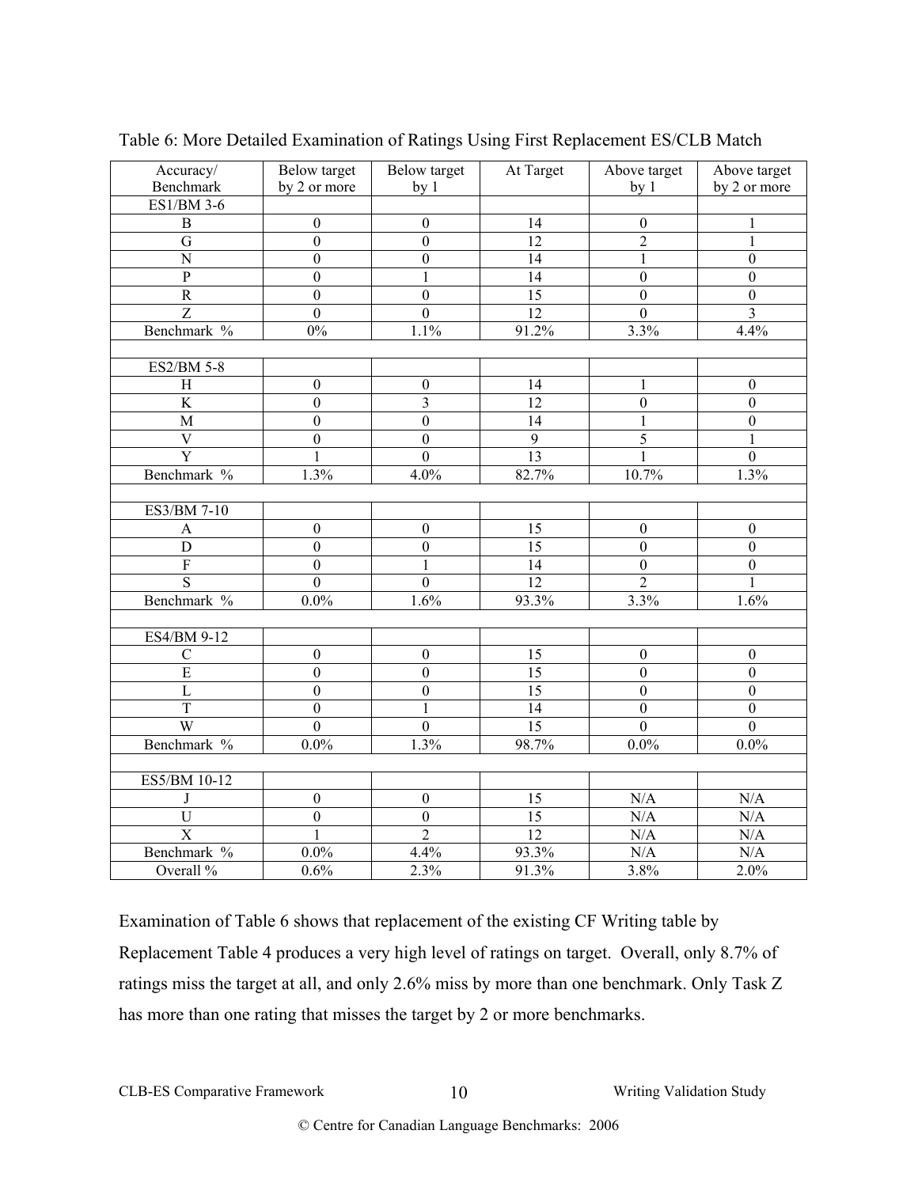Table 6: More Detailed Examination of Ratings Using First Replacement ES/CLB Match

| Accuracy/ Benchmark | Below target by 2 or more | Below target by 1 | At Target | Above target by 1 | Above target by 2 or more |
|---|---|---|---|---|---|
| ES1/BM 3-6 | | | | | |
| B | 0 | 0 | 14 | 0 | 1 |
| G | 0 | 0 | 12 | 2 | 1 |
| N | 0 | 0 | 14 | 1 | 0 |
| P | 0 | 1 | 14 | 0 | 0 |
| R | 0 | 0 | 15 | 0 | 0 |
| Z | 0 | 0 | 12 | 0 | 3 |
| Benchmark % | 0% | 1.1% | 91.2% | 3.3% | 4.4% |
| | | | | | |
| ES2/BM 5-8 | | | | | |
| H | 0 | 0 | 14 | 1 | 0 |
| K | 0 | 3 | 12 | 0 | 0 |
| M | 0 | 0 | 14 | 1 | 0 |
| V | 0 | 0 | 9 | 5 | 1 |
| Y | 1 | 0 | 13 | 1 | 0 |
| Benchmark % | 1.3% | 4.0% | 82.7% | 10.7% | 1.3% |
| | | | | | |
| ES3/BM 7-10 | | | | | |
| A | 0 | 0 | 15 | 0 | 0 |
| D | 0 | 0 | 15 | 0 | 0 |
| F | 0 | 1 | 14 | 0 | 0 |
| S | 0 | 0 | 12 | 2 | 1 |
| Benchmark % | 0.0% | 1.6% | 93.3% | 3.3% | 1.6% |
| | | | | | |
| ES4/BM 9-12 | | | | | |
| C | 0 | 0 | 15 | 0 | 0 |
| E | 0 | 0 | 15 | 0 | 0 |
| L | 0 | 0 | 15 | 0 | 0 |
| T | 0 | 1 | 14 | 0 | 0 |
| W | 0 | 0 | 15 | 0 | 0 |
| Benchmark % | 0.0% | 1.3% | 98.7% | 0.0% | 0.0% |
| | | | | | |
| ES5/BM 10-12 | | | | | |
| J | 0 | 0 | 15 | N/A | N/A |
| U | 0 | 0 | 15 | N/A | N/A |
| X | 1 | 2 | 12 | N/A | N/A |
| Benchmark % | 0.0% | 4.4% | 93.3% | N/A | N/A |
| Overall % | 0.6% | 2.3% | 91.3% | 3.8% | 2.0% |

Examination of Table 6 shows that replacement of the existing CF Writing table by Replacement Table 4 produces a very high level of ratings on target. Overall, only 8.7% of ratings miss the target at all, and only 2.6% miss by more than one benchmark. Only Task Z has more than one rating that misses the target by 2 or more benchmarks.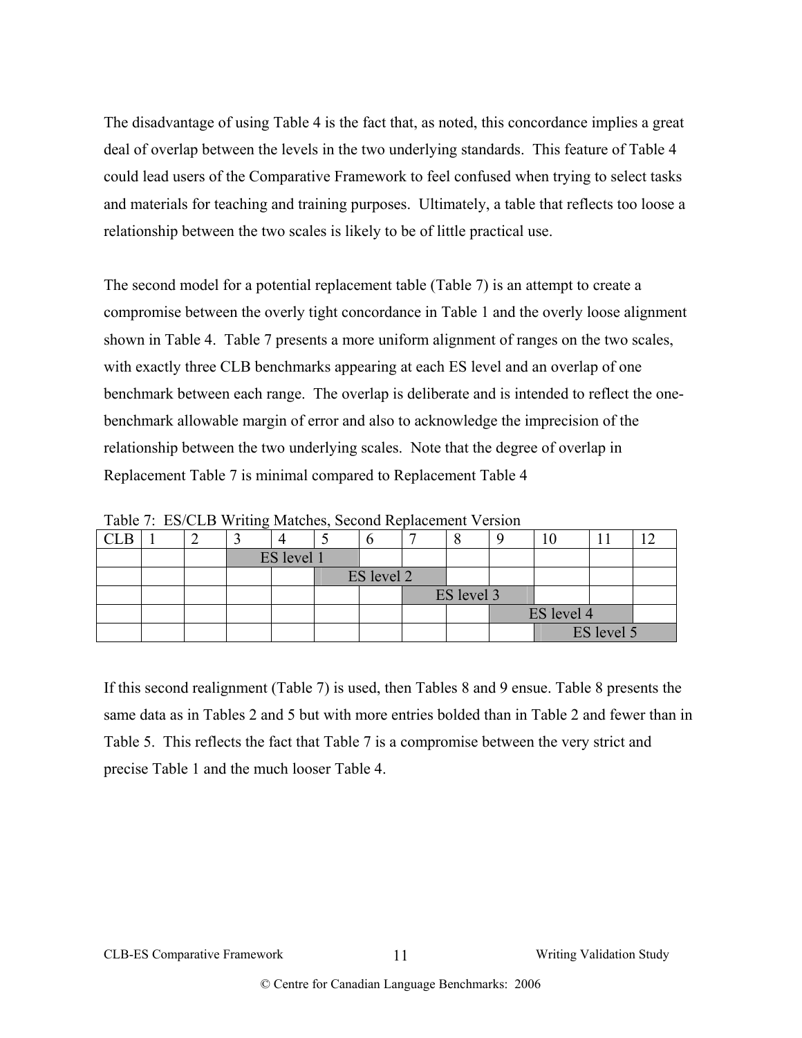The disadvantage of using Table 4 is the fact that, as noted, this concordance implies a great deal of overlap between the levels in the two underlying standards. This feature of Table 4 could lead users of the Comparative Framework to feel confused when trying to select tasks and materials for teaching and training purposes. Ultimately, a table that reflects too loose a relationship between the two scales is likely to be of little practical use.

The second model for a potential replacement table (Table 7) is an attempt to create a compromise between the overly tight concordance in Table 1 and the overly loose alignment shown in Table 4. Table 7 presents a more uniform alignment of ranges on the two scales, with exactly three CLB benchmarks appearing at each ES level and an overlap of one benchmark between each range. The overlap is deliberate and is intended to reflect the one-benchmark allowable margin of error and also to acknowledge the imprecision of the relationship between the two underlying scales. Note that the degree of overlap in Replacement Table 7 is minimal compared to Replacement Table 4

Table 7: ES/CLB Writing Matches, Second Replacement Version

| CLB | 1 | 2 | 3 | 4 | 5 | 6 | 7 | 8 | 9 | 10 | 11 | 12 |
|---|---|---|---|---|---|---|---|---|---|---|---|---|
| | | | ES level 1 | ES level 1 | ES level 1 | | | | | | | |
| | | | | | ES level 2 | ES level 2 | ES level 2 | | | | | |
| | | | | | | | ES level 3 | ES level 3 | ES level 3 | | | |
| | | | | | | | | | ES level 4 | ES level 4 | ES level 4 | |
| | | | | | | | | | | ES level 5 | ES level 5 | ES level 5 |

If this second realignment (Table 7) is used, then Tables 8 and 9 ensue. Table 8 presents the same data as in Tables 2 and 5 but with more entries bolded than in Table 2 and fewer than in Table 5. This reflects the fact that Table 7 is a compromise between the very strict and precise Table 1 and the much looser Table 4.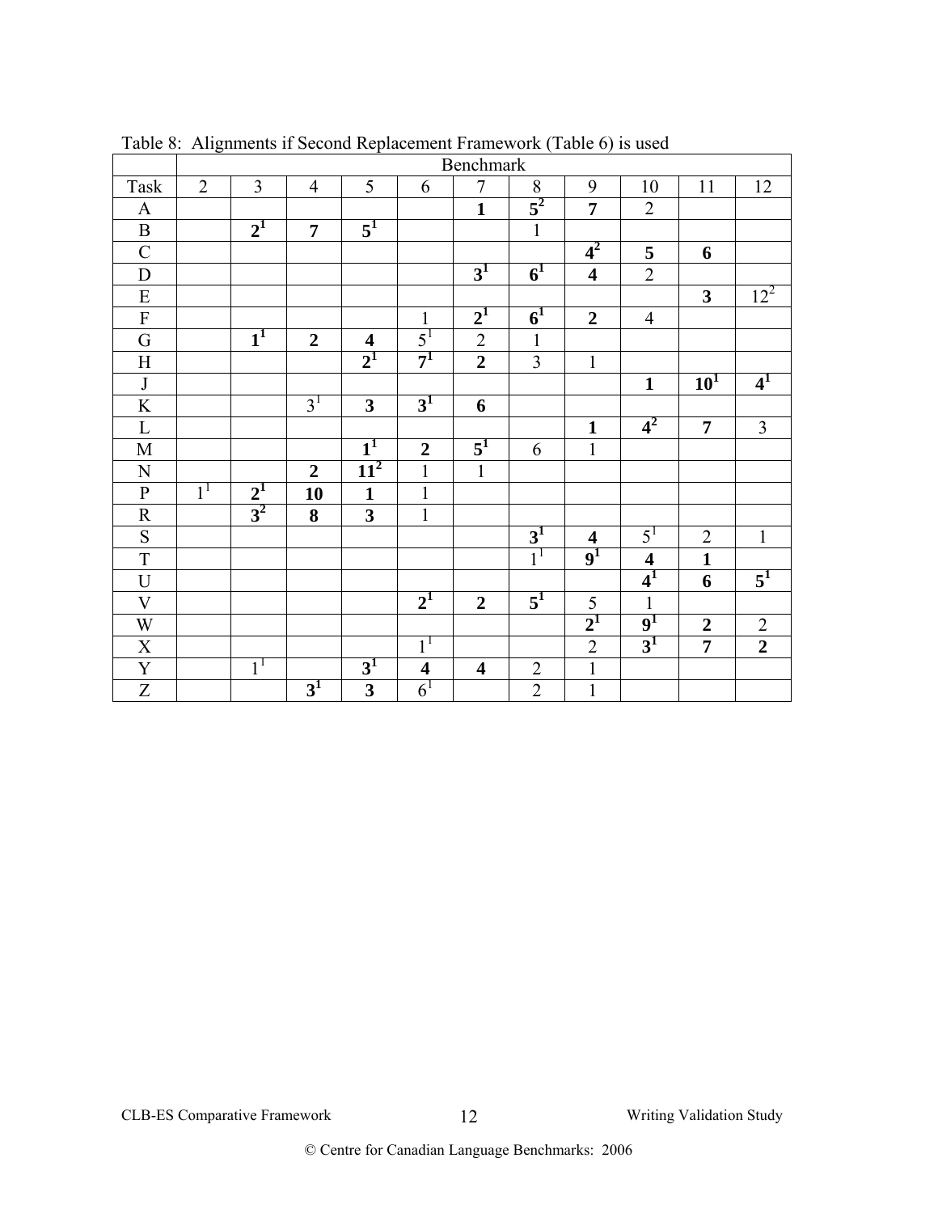Table 8: Alignments if Second Replacement Framework (Table 6) is used

| | Benchmark | | | | | | | | | | |
|---|---|---|---|---|---|---|---|---|---|---|---|
| Task | 2 | 3 | 4 | 5 | 6 | 7 | 8 | 9 | 10 | 11 | 12 |
| A | | | | | | **1** | **$5^{2}$** | **7** | 2 | | |
| B | | **$2^{1}$** | **7** | **$5^{1}$** | | | 1 | | | | |
| C | | | | | | | | **$4^{2}$** | **5** | **6** | |
| D | | | | | | **$3^{1}$** | **$6^{1}$** | **4** | 2 | | |
| E | | | | | | | | | | **3** | $12^{2}$ |
| F | | | | | 1 | **$2^{1}$** | **$6^{1}$** | **2** | 4 | | |
| G | | **$1^{1}$** | **2** | **4** | $5^{1}$ | 2 | 1 | | | | |
| H | | | | **$2^{1}$** | **$7^{1}$** | **2** | 3 | 1 | | | |
| J | | | | | | | | | **1** | **$10^{1}$** | **$4^{1}$** |
| K | | | $3^{1}$ | **3** | **$3^{1}$** | **6** | | | | | |
| L | | | | | | | | **1** | **$4^{2}$** | **7** | 3 |
| M | | | | **$1^{1}$** | **2** | **$5^{1}$** | 6 | 1 | | | |
| N | | | **2** | **$11^{2}$** | 1 | 1 | | | | | |
| P | $1^{1}$ | **$2^{1}$** | **10** | **1** | 1 | | | | | | |
| R | | **$3^{2}$** | **8** | **3** | 1 | | | | | | |
| S | | | | | | | **$3^{1}$** | **4** | $5^{1}$ | 2 | 1 |
| T | | | | | | | $1^{1}$ | **$9^{1}$** | **4** | **1** | |
| U | | | | | | | | | **$4^{1}$** | **6** | **$5^{1}$** |
| V | | | | | **$2^{1}$** | **2** | **$5^{1}$** | 5 | 1 | | |
| W | | | | | | | | **$2^{1}$** | **$9^{1}$** | **2** | 2 |
| X | | | | | $1^{1}$ | | | 2 | **$3^{1}$** | **7** | **2** |
| Y | | $1^{1}$ | | **$3^{1}$** | **4** | **4** | 2 | 1 | | | |
| Z | | | **$3^{1}$** | **3** | $6^{1}$ | | 2 | 1 | | | |

© Centre for Canadian Language Benchmarks: 2006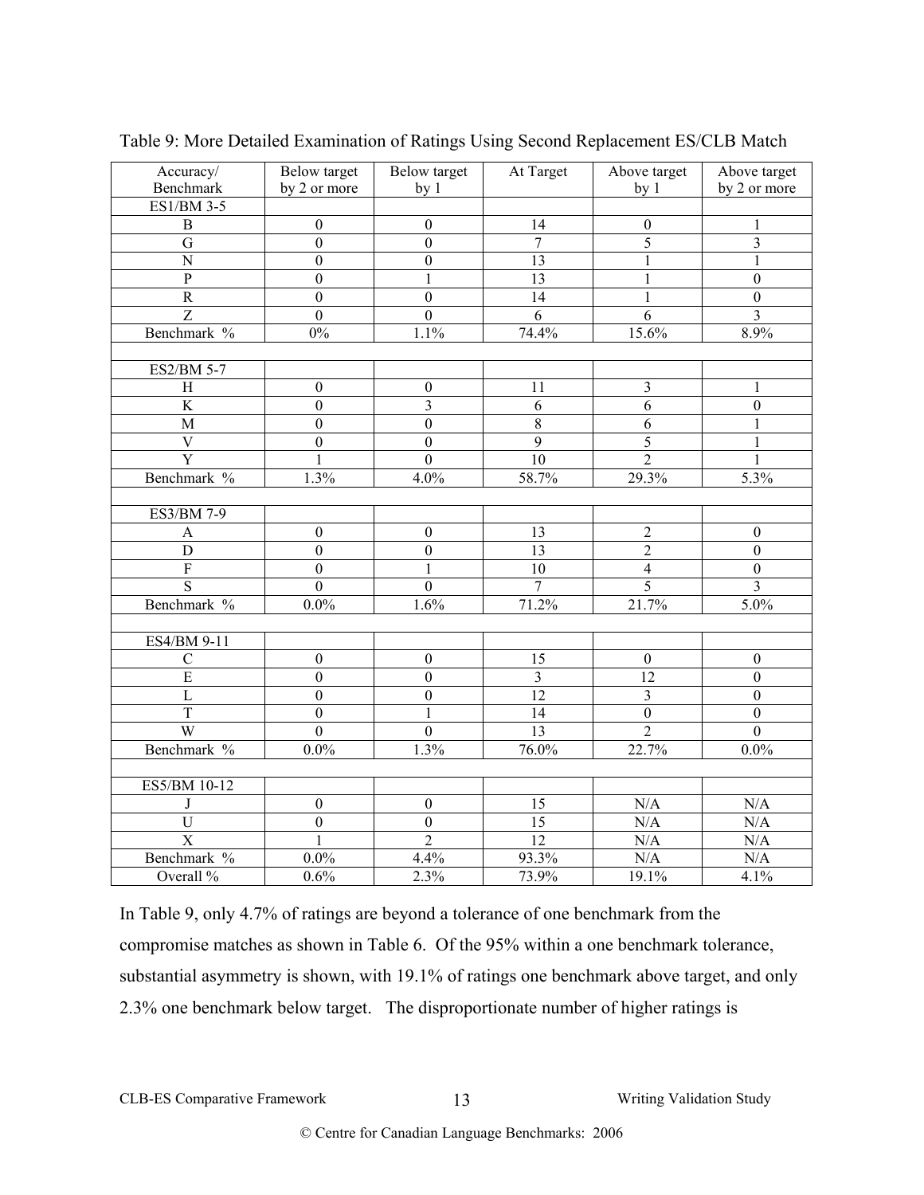Table 9: More Detailed Examination of Ratings Using Second Replacement ES/CLB Match

| Accuracy/ Benchmark | Below target by 2 or more | Below target by 1 | At Target | Above target by 1 | Above target by 2 or more |
|---|---|---|---|---|---|
| ES1/BM 3-5 | | | | | |
| B | 0 | 0 | 14 | 0 | 1 |
| G | 0 | 0 | 7 | 5 | 3 |
| N | 0 | 0 | 13 | 1 | 1 |
| P | 0 | 1 | 13 | 1 | 0 |
| R | 0 | 0 | 14 | 1 | 0 |
| Z | 0 | 0 | 6 | 6 | 3 |
| Benchmark % | 0% | 1.1% | 74.4% | 15.6% | 8.9% |
| | | | | | |
| ES2/BM 5-7 | | | | | |
| H | 0 | 0 | 11 | 3 | 1 |
| K | 0 | 3 | 6 | 6 | 0 |
| M | 0 | 0 | 8 | 6 | 1 |
| V | 0 | 0 | 9 | 5 | 1 |
| Y | 1 | 0 | 10 | 2 | 1 |
| Benchmark % | 1.3% | 4.0% | 58.7% | 29.3% | 5.3% |
| | | | | | |
| ES3/BM 7-9 | | | | | |
| A | 0 | 0 | 13 | 2 | 0 |
| D | 0 | 0 | 13 | 2 | 0 |
| F | 0 | 1 | 10 | 4 | 0 |
| S | 0 | 0 | 7 | 5 | 3 |
| Benchmark % | 0.0% | 1.6% | 71.2% | 21.7% | 5.0% |
| | | | | | |
| ES4/BM 9-11 | | | | | |
| C | 0 | 0 | 15 | 0 | 0 |
| E | 0 | 0 | 3 | 12 | 0 |
| L | 0 | 0 | 12 | 3 | 0 |
| T | 0 | 1 | 14 | 0 | 0 |
| W | 0 | 0 | 13 | 2 | 0 |
| Benchmark % | 0.0% | 1.3% | 76.0% | 22.7% | 0.0% |
| | | | | | |
| ES5/BM 10-12 | | | | | |
| J | 0 | 0 | 15 | N/A | N/A |
| U | 0 | 0 | 15 | N/A | N/A |
| X | 1 | 2 | 12 | N/A | N/A |
| Benchmark % | 0.0% | 4.4% | 93.3% | N/A | N/A |
| Overall % | 0.6% | 2.3% | 73.9% | 19.1% | 4.1% |

In Table 9, only 4.7% of ratings are beyond a tolerance of one benchmark from the compromise matches as shown in Table 6. Of the 95% within a one benchmark tolerance, substantial asymmetry is shown, with 19.1% of ratings one benchmark above target, and only 2.3% one benchmark below target. The disproportionate number of higher ratings is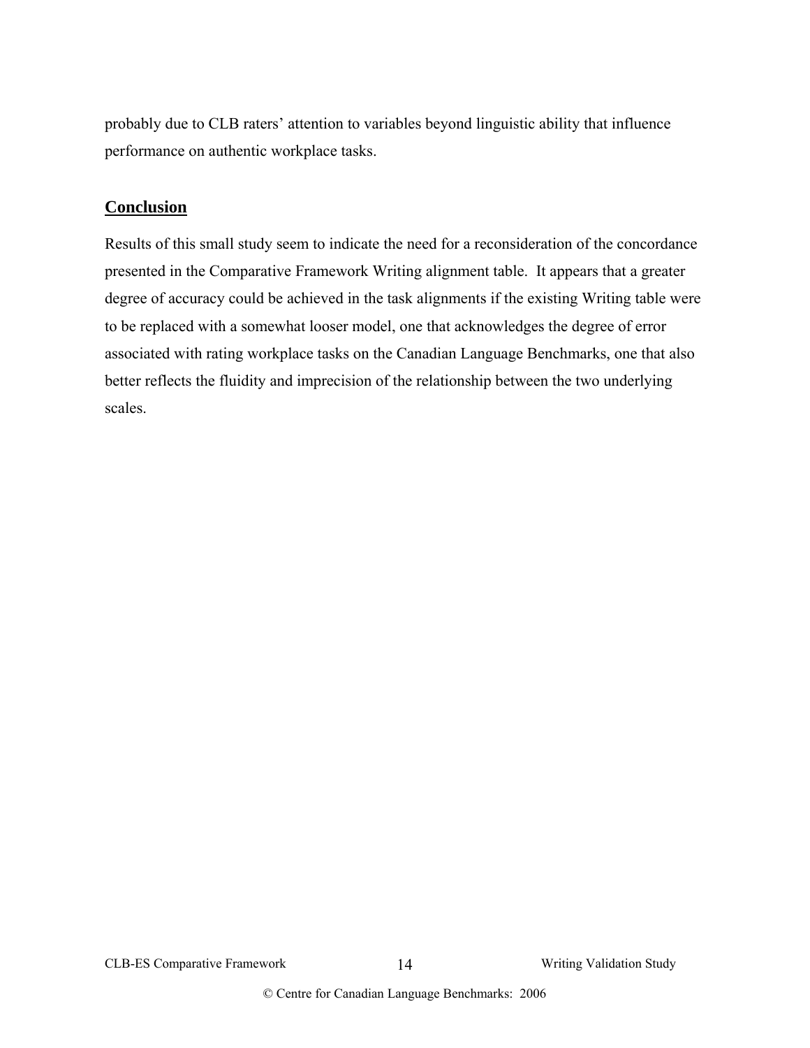probably due to CLB raters' attention to variables beyond linguistic ability that influence performance on authentic workplace tasks.

## Conclusion

Results of this small study seem to indicate the need for a reconsideration of the concordance presented in the Comparative Framework Writing alignment table. It appears that a greater degree of accuracy could be achieved in the task alignments if the existing Writing table were to be replaced with a somewhat looser model, one that acknowledges the degree of error associated with rating workplace tasks on the Canadian Language Benchmarks, one that also better reflects the fluidity and imprecision of the relationship between the two underlying scales.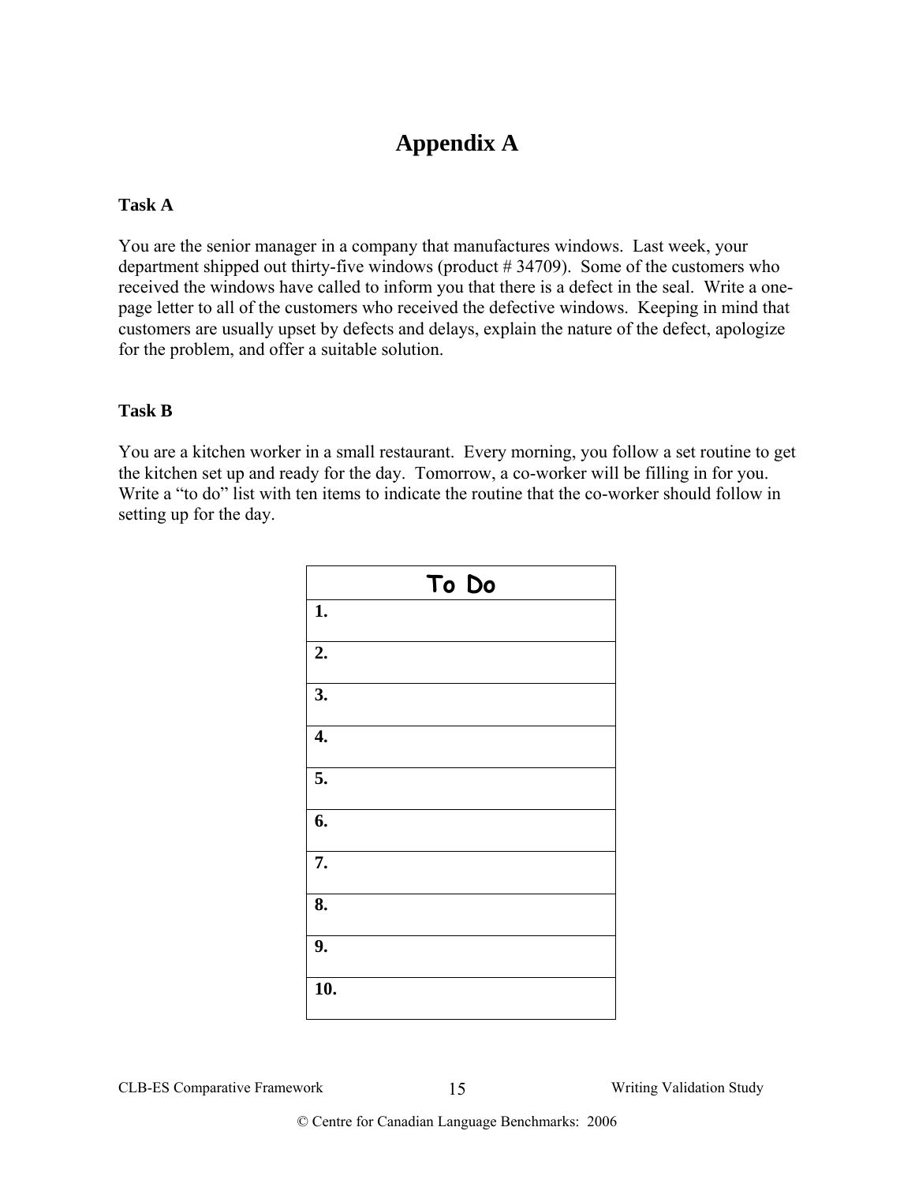# Appendix A

**Task A**

You are the senior manager in a company that manufactures windows. Last week, your department shipped out thirty-five windows (product # 34709). Some of the customers who received the windows have called to inform you that there is a defect in the seal. Write a one-page letter to all of the customers who received the defective windows. Keeping in mind that customers are usually upset by defects and delays, explain the nature of the defect, apologize for the problem, and offer a suitable solution.

**Task B**

You are a kitchen worker in a small restaurant. Every morning, you follow a set routine to get the kitchen set up and ready for the day. Tomorrow, a co-worker will be filling in for you. Write a "to do" list with ten items to indicate the routine that the co-worker should follow in setting up for the day.

| To Do |
|---|
| **1.** |
| **2.** |
| **3.** |
| **4.** |
| **5.** |
| **6.** |
| **7.** |
| **8.** |
| **9.** |
| **10.** |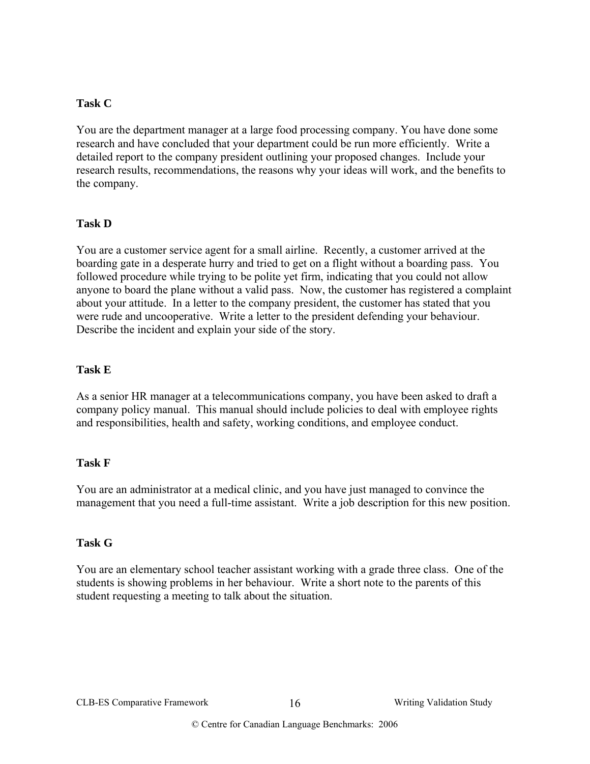**Task C**

You are the department manager at a large food processing company. You have done some research and have concluded that your department could be run more efficiently. Write a detailed report to the company president outlining your proposed changes. Include your research results, recommendations, the reasons why your ideas will work, and the benefits to the company.

**Task D**

You are a customer service agent for a small airline. Recently, a customer arrived at the boarding gate in a desperate hurry and tried to get on a flight without a boarding pass. You followed procedure while trying to be polite yet firm, indicating that you could not allow anyone to board the plane without a valid pass. Now, the customer has registered a complaint about your attitude. In a letter to the company president, the customer has stated that you were rude and uncooperative. Write a letter to the president defending your behaviour. Describe the incident and explain your side of the story.

**Task E**

As a senior HR manager at a telecommunications company, you have been asked to draft a company policy manual. This manual should include policies to deal with employee rights and responsibilities, health and safety, working conditions, and employee conduct.

**Task F**

You are an administrator at a medical clinic, and you have just managed to convince the management that you need a full-time assistant. Write a job description for this new position.

**Task G**

You are an elementary school teacher assistant working with a grade three class. One of the students is showing problems in her behaviour. Write a short note to the parents of this student requesting a meeting to talk about the situation.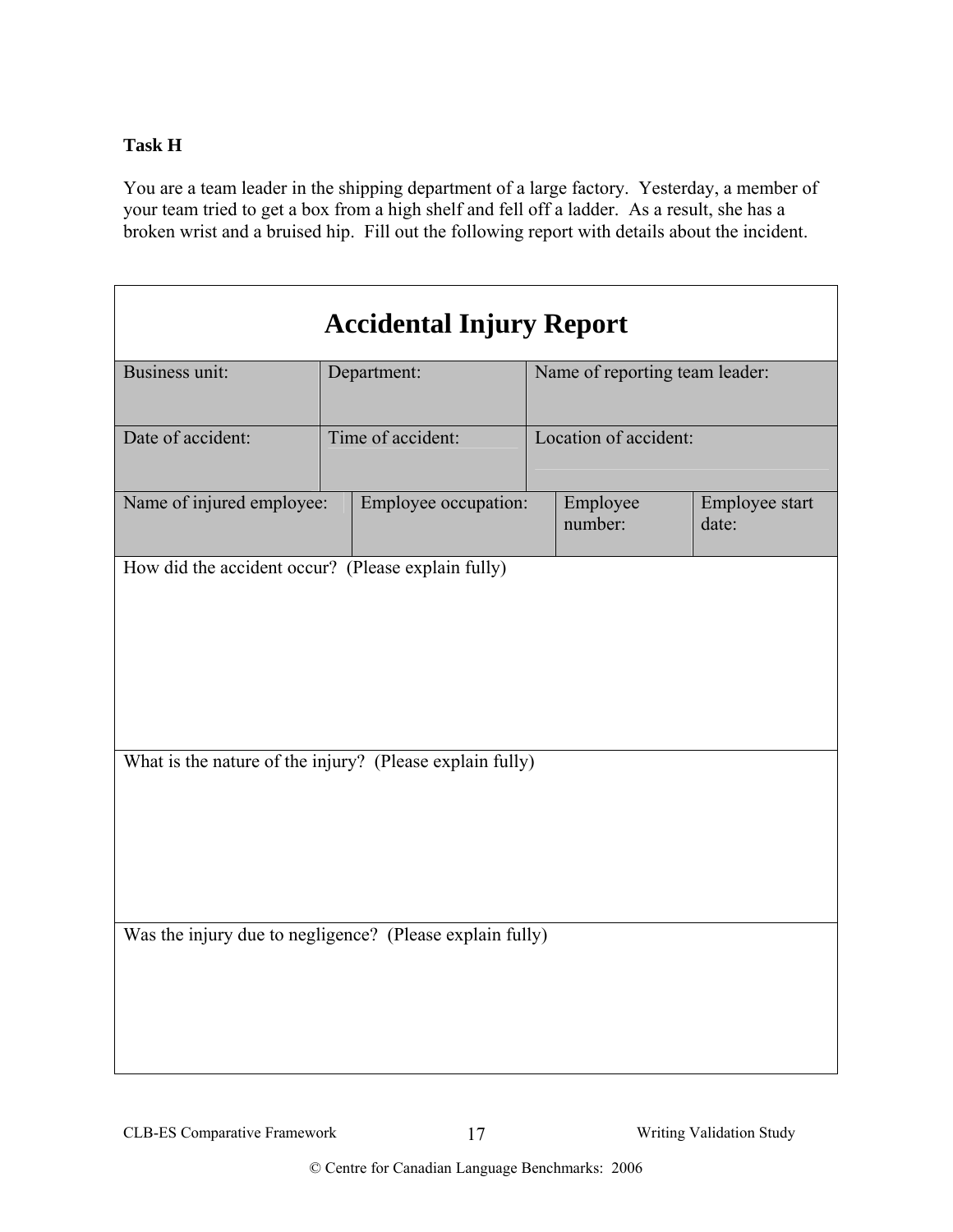**Task H**

You are a team leader in the shipping department of a large factory. Yesterday, a member of your team tried to get a box from a high shelf and fell off a ladder. As a result, she has a broken wrist and a bruised hip. Fill out the following report with details about the incident.

# Accidental Injury Report

| Business unit: | Department: | Name of reporting team leader: | |
|---|---|---|---|
| Date of accident: | Time of accident: | Location of accident: | |
| Name of injured employee: | Employee occupation: | Employee number: | Employee start date: |
| How did the accident occur? (Please explain fully) | | | |
| What is the nature of the injury? (Please explain fully) | | | |
| Was the injury due to negligence? (Please explain fully) | | | |

© Centre for Canadian Language Benchmarks: 2006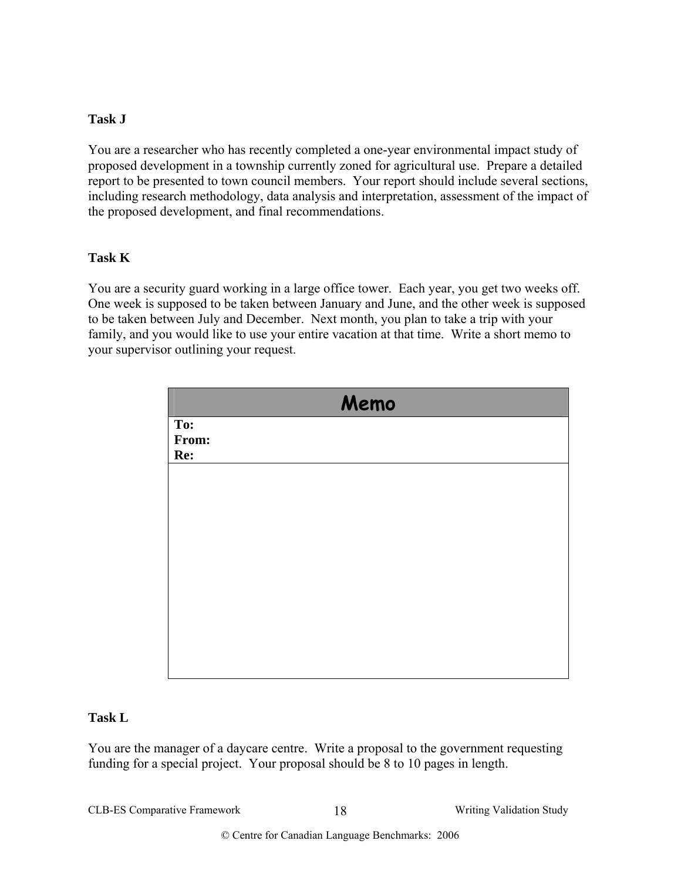**Task J**

You are a researcher who has recently completed a one-year environmental impact study of proposed development in a township currently zoned for agricultural use. Prepare a detailed report to be presented to town council members. Your report should include several sections, including research methodology, data analysis and interpretation, assessment of the impact of the proposed development, and final recommendations.

**Task K**

You are a security guard working in a large office tower. Each year, you get two weeks off. One week is supposed to be taken between January and June, and the other week is supposed to be taken between July and December. Next month, you plan to take a trip with your family, and you would like to use your entire vacation at that time. Write a short memo to your supervisor outlining your request.

| Memo |
| --- |
| **To:**<br>**From:**<br>**Re:** |
| |

**Task L**

You are the manager of a daycare centre. Write a proposal to the government requesting funding for a special project. Your proposal should be 8 to 10 pages in length.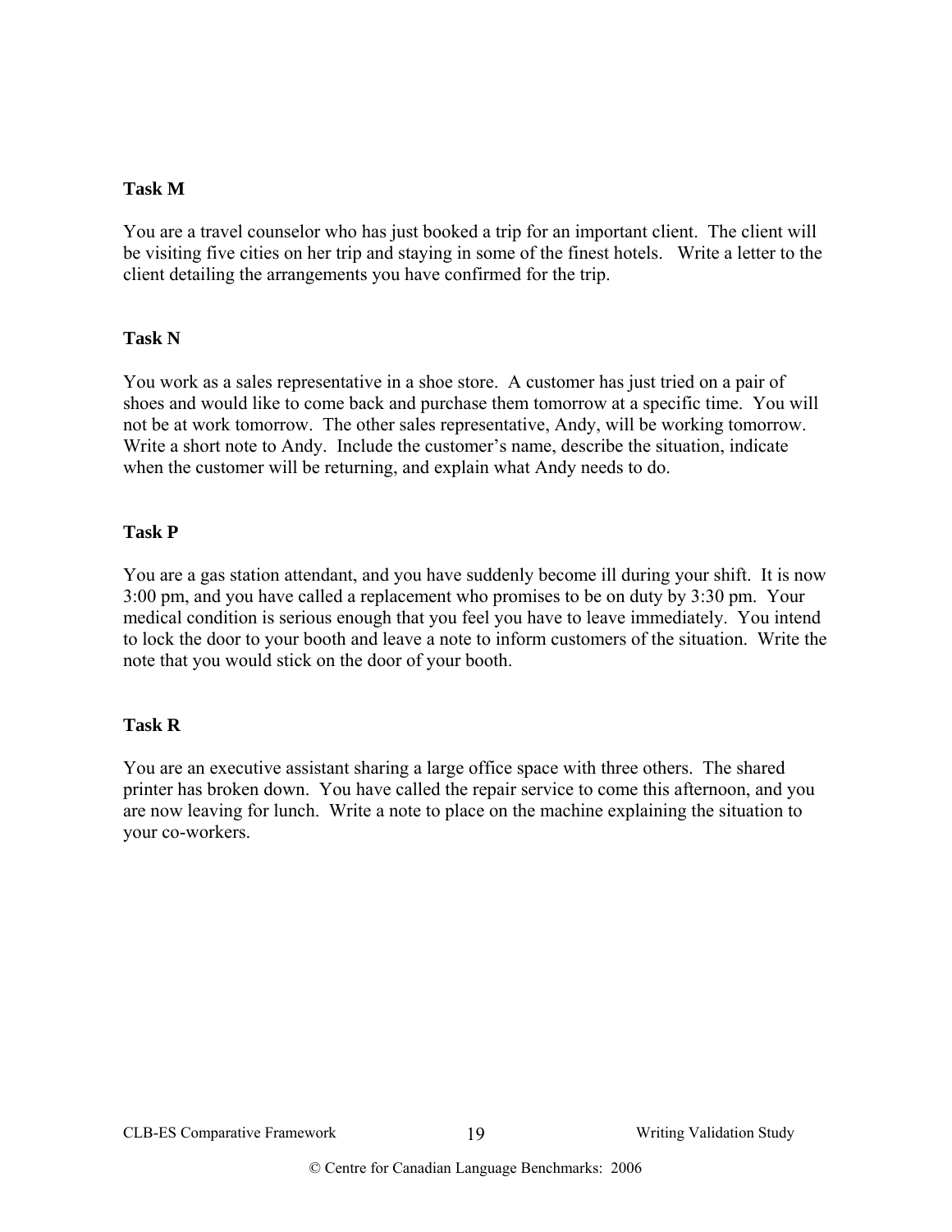**Task M**

You are a travel counselor who has just booked a trip for an important client. The client will be visiting five cities on her trip and staying in some of the finest hotels. Write a letter to the client detailing the arrangements you have confirmed for the trip.

**Task N**

You work as a sales representative in a shoe store. A customer has just tried on a pair of shoes and would like to come back and purchase them tomorrow at a specific time. You will not be at work tomorrow. The other sales representative, Andy, will be working tomorrow. Write a short note to Andy. Include the customer's name, describe the situation, indicate when the customer will be returning, and explain what Andy needs to do.

**Task P**

You are a gas station attendant, and you have suddenly become ill during your shift. It is now 3:00 pm, and you have called a replacement who promises to be on duty by 3:30 pm. Your medical condition is serious enough that you feel you have to leave immediately. You intend to lock the door to your booth and leave a note to inform customers of the situation. Write the note that you would stick on the door of your booth.

**Task R**

You are an executive assistant sharing a large office space with three others. The shared printer has broken down. You have called the repair service to come this afternoon, and you are now leaving for lunch. Write a note to place on the machine explaining the situation to your co-workers.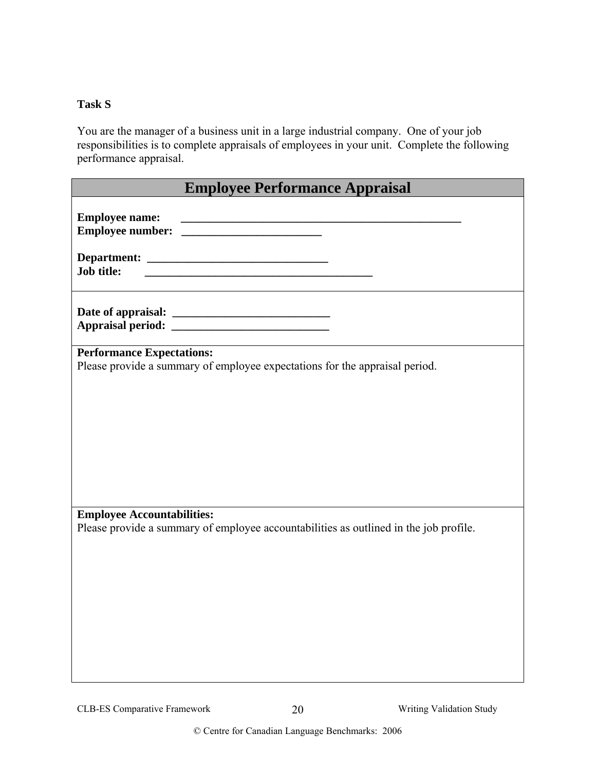**Task S**

You are the manager of a business unit in a large industrial company. One of your job responsibilities is to complete appraisals of employees in your unit. Complete the following performance appraisal.

## Employee Performance Appraisal

**Employee name:** ___________________________________________________
**Employee number:** _________________________

**Department:** ________________________________
**Job title:** ________________________________________

**Date of appraisal:** ____________________________
**Appraisal period:** ____________________________

**Performance Expectations:**
Please provide a summary of employee expectations for the appraisal period.

**Employee Accountabilities:**
Please provide a summary of employee accountabilities as outlined in the job profile.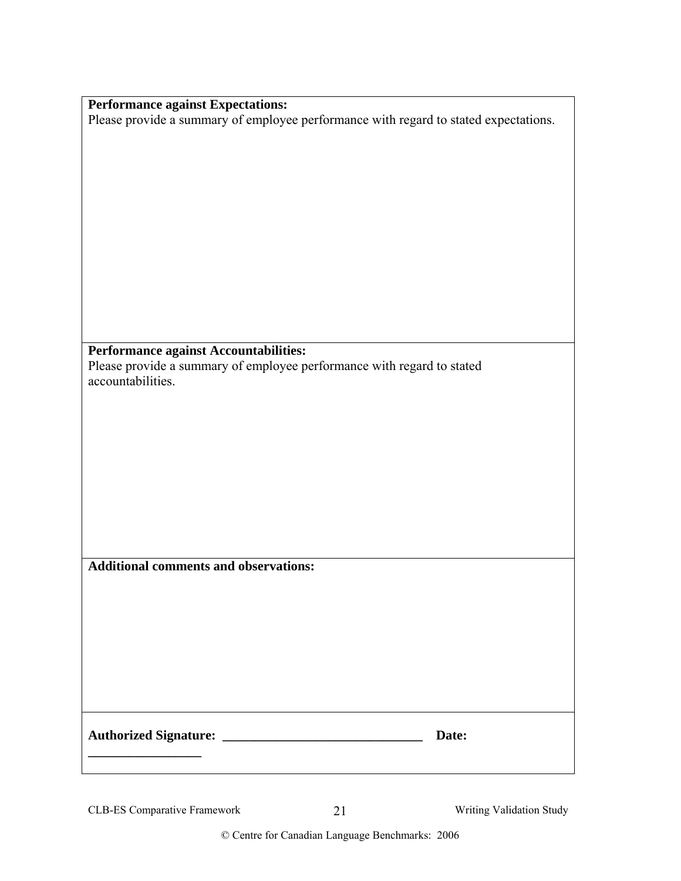**Performance against Expectations:**
Please provide a summary of employee performance with regard to stated expectations.

**Performance against Accountabilities:**
Please provide a summary of employee performance with regard to stated accountabilities.

**Additional comments and observations:**

**Authorized Signature: ______________________________ Date: _________________**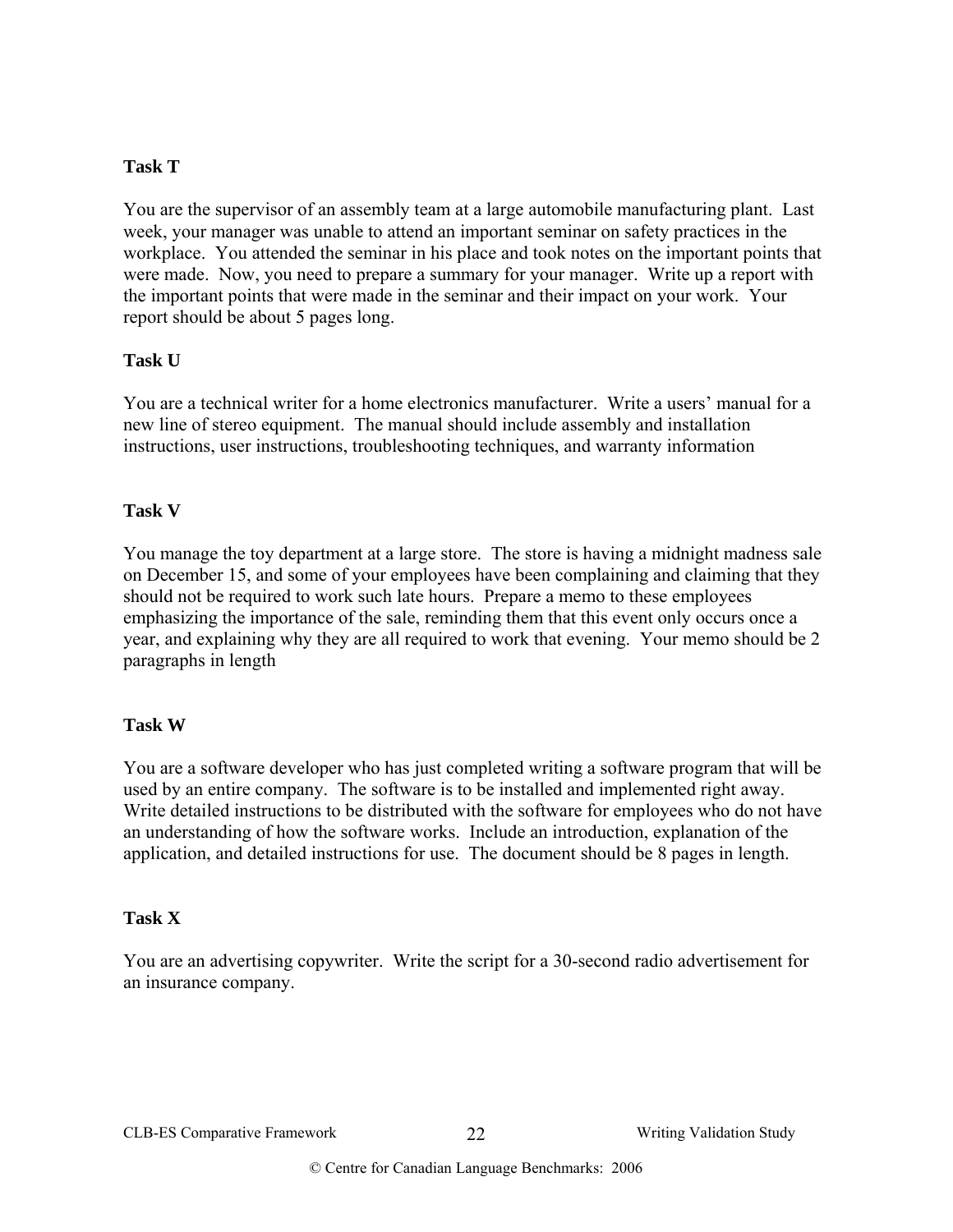**Task T**

You are the supervisor of an assembly team at a large automobile manufacturing plant. Last week, your manager was unable to attend an important seminar on safety practices in the workplace. You attended the seminar in his place and took notes on the important points that were made. Now, you need to prepare a summary for your manager. Write up a report with the important points that were made in the seminar and their impact on your work. Your report should be about 5 pages long.

**Task U**

You are a technical writer for a home electronics manufacturer. Write a users' manual for a new line of stereo equipment. The manual should include assembly and installation instructions, user instructions, troubleshooting techniques, and warranty information

**Task V**

You manage the toy department at a large store. The store is having a midnight madness sale on December 15, and some of your employees have been complaining and claiming that they should not be required to work such late hours. Prepare a memo to these employees emphasizing the importance of the sale, reminding them that this event only occurs once a year, and explaining why they are all required to work that evening. Your memo should be 2 paragraphs in length

**Task W**

You are a software developer who has just completed writing a software program that will be used by an entire company. The software is to be installed and implemented right away. Write detailed instructions to be distributed with the software for employees who do not have an understanding of how the software works. Include an introduction, explanation of the application, and detailed instructions for use. The document should be 8 pages in length.

**Task X**

You are an advertising copywriter. Write the script for a 30-second radio advertisement for an insurance company.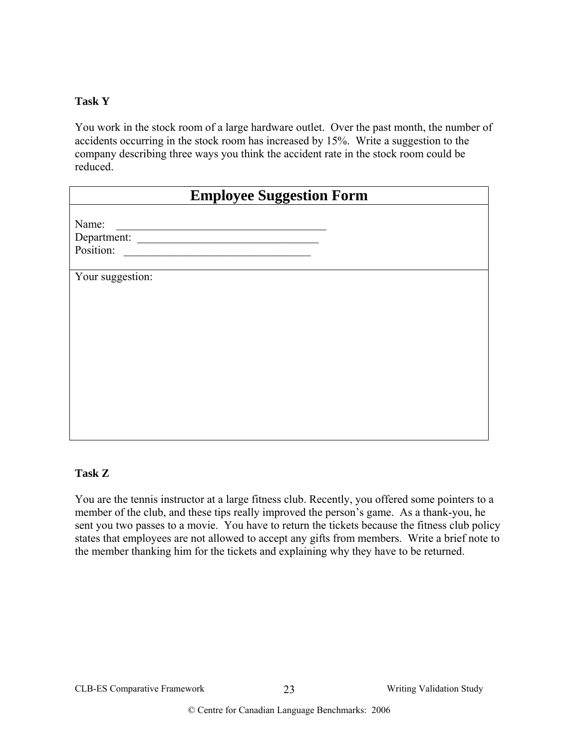**Task Y**

You work in the stock room of a large hardware outlet. Over the past month, the number of accidents occurring in the stock room has increased by 15%. Write a suggestion to the company describing three ways you think the accident rate in the stock room could be reduced.

| **Employee Suggestion Form** |
|---|
| Name: \_\_\_\_\_\_\_\_\_\_\_\_\_\_\_\_\_\_\_\_\_\_\_\_\_\_\_\_\_\_\_\_\_\_\_\_<br>Department: \_\_\_\_\_\_\_\_\_\_\_\_\_\_\_\_\_\_\_\_\_\_\_\_\_\_\_\_\_\_\_\_<br>Position: \_\_\_\_\_\_\_\_\_\_\_\_\_\_\_\_\_\_\_\_\_\_\_\_\_\_\_\_\_\_\_\_\_ |
| Your suggestion: |

**Task Z**

You are the tennis instructor at a large fitness club. Recently, you offered some pointers to a member of the club, and these tips really improved the person's game. As a thank-you, he sent you two passes to a movie. You have to return the tickets because the fitness club policy states that employees are not allowed to accept any gifts from members. Write a brief note to the member thanking him for the tickets and explaining why they have to be returned.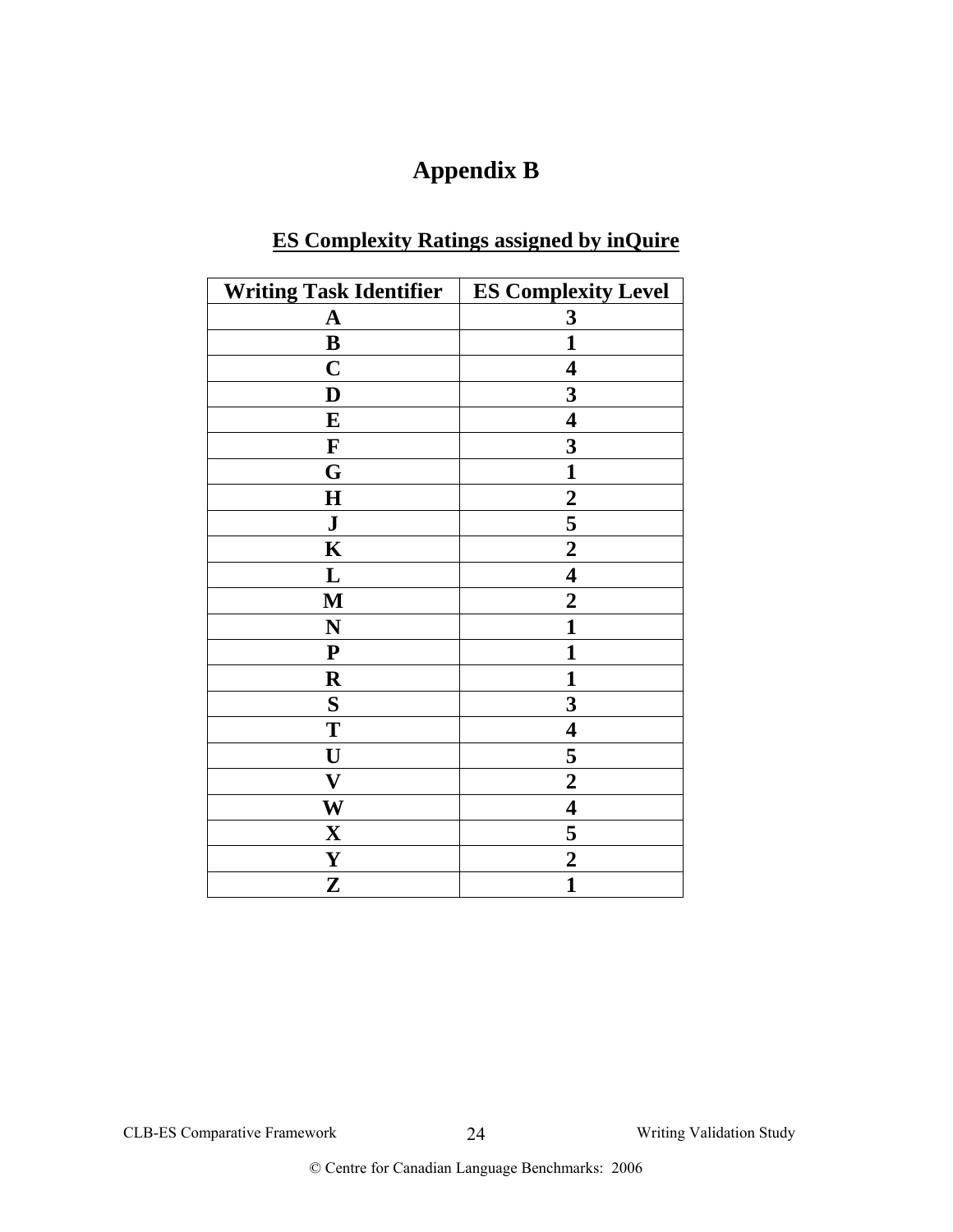# Appendix B

## ES Complexity Ratings assigned by inQuire

| Writing Task Identifier | ES Complexity Level |
|---|---|
| A | 3 |
| B | 1 |
| C | 4 |
| D | 3 |
| E | 4 |
| F | 3 |
| G | 1 |
| H | 2 |
| J | 5 |
| K | 2 |
| L | 4 |
| M | 2 |
| N | 1 |
| P | 1 |
| R | 1 |
| S | 3 |
| T | 4 |
| U | 5 |
| V | 2 |
| W | 4 |
| X | 5 |
| Y | 2 |
| Z | 1 |

© Centre for Canadian Language Benchmarks: 2006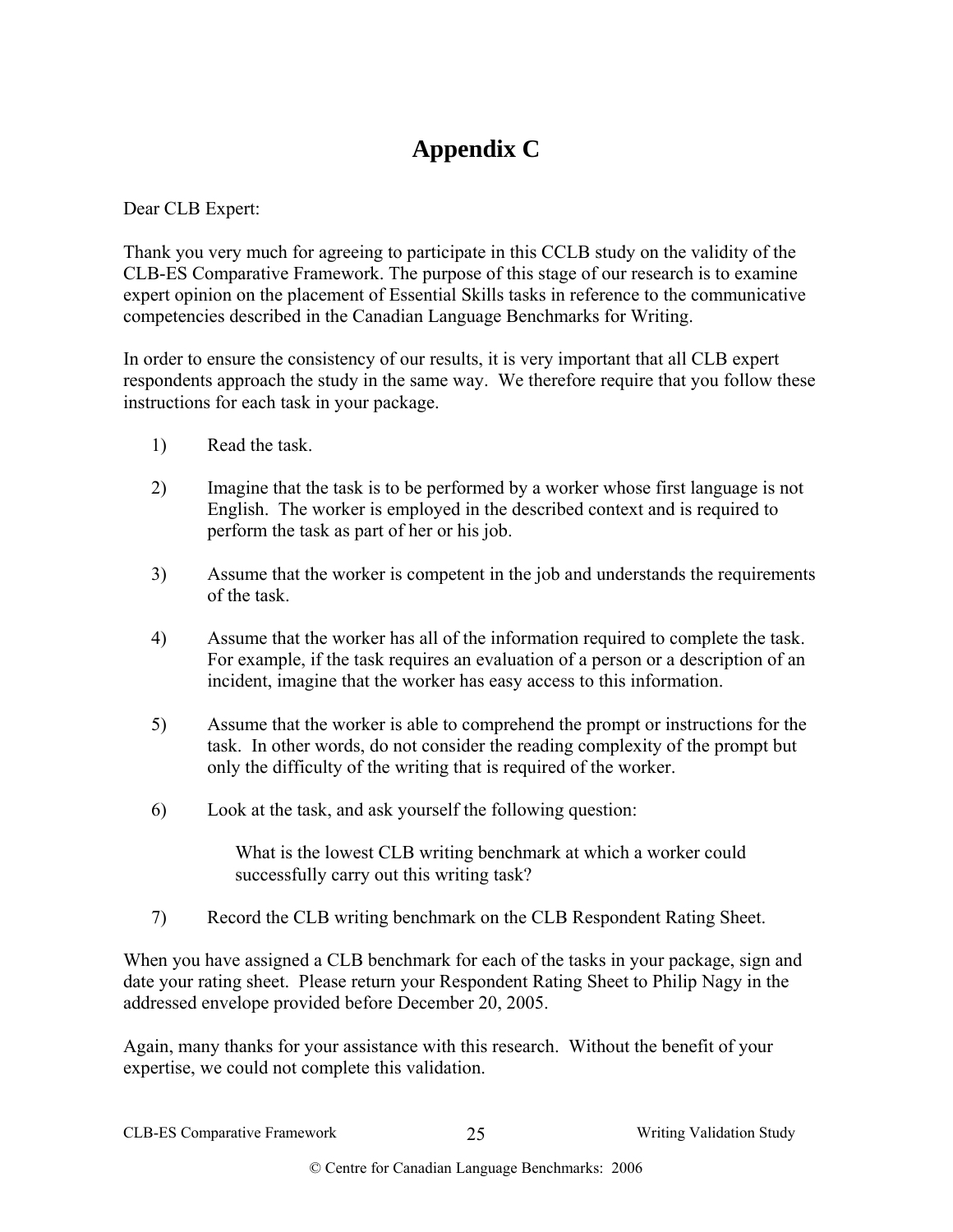# Appendix C

Dear CLB Expert:

Thank you very much for agreeing to participate in this CCLB study on the validity of the CLB-ES Comparative Framework. The purpose of this stage of our research is to examine expert opinion on the placement of Essential Skills tasks in reference to the communicative competencies described in the Canadian Language Benchmarks for Writing.

In order to ensure the consistency of our results, it is very important that all CLB expert respondents approach the study in the same way. We therefore require that you follow these instructions for each task in your package.

1) Read the task.

2) Imagine that the task is to be performed by a worker whose first language is not English. The worker is employed in the described context and is required to perform the task as part of her or his job.

3) Assume that the worker is competent in the job and understands the requirements of the task.

4) Assume that the worker has all of the information required to complete the task. For example, if the task requires an evaluation of a person or a description of an incident, imagine that the worker has easy access to this information.

5) Assume that the worker is able to comprehend the prompt or instructions for the task. In other words, do not consider the reading complexity of the prompt but only the difficulty of the writing that is required of the worker.

6) Look at the task, and ask yourself the following question:

   What is the lowest CLB writing benchmark at which a worker could successfully carry out this writing task?

7) Record the CLB writing benchmark on the CLB Respondent Rating Sheet.

When you have assigned a CLB benchmark for each of the tasks in your package, sign and date your rating sheet. Please return your Respondent Rating Sheet to Philip Nagy in the addressed envelope provided before December 20, 2005.

Again, many thanks for your assistance with this research. Without the benefit of your expertise, we could not complete this validation.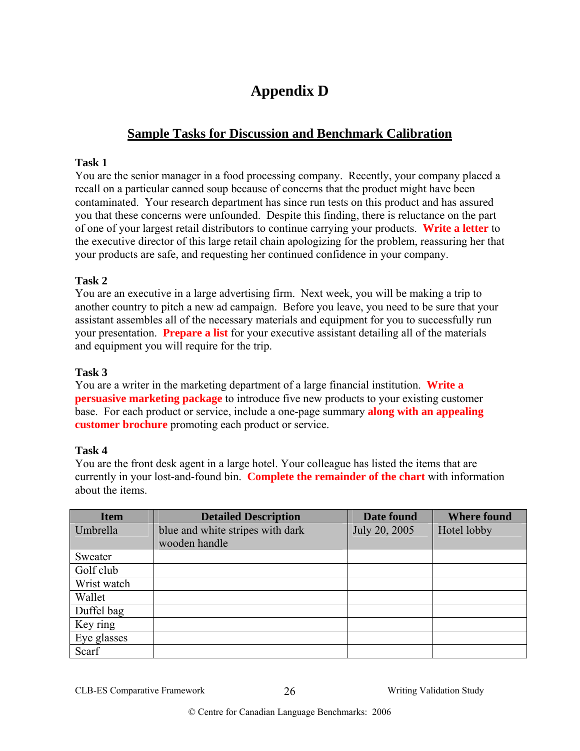# Appendix D

## Sample Tasks for Discussion and Benchmark Calibration

**Task 1**
You are the senior manager in a food processing company. Recently, your company placed a recall on a particular canned soup because of concerns that the product might have been contaminated. Your research department has since run tests on this product and has assured you that these concerns were unfounded. Despite this finding, there is reluctance on the part of one of your largest retail distributors to continue carrying your products. **Write a letter** to the executive director of this large retail chain apologizing for the problem, reassuring her that your products are safe, and requesting her continued confidence in your company.

**Task 2**
You are an executive in a large advertising firm. Next week, you will be making a trip to another country to pitch a new ad campaign. Before you leave, you need to be sure that your assistant assembles all of the necessary materials and equipment for you to successfully run your presentation. **Prepare a list** for your executive assistant detailing all of the materials and equipment you will require for the trip.

**Task 3**
You are a writer in the marketing department of a large financial institution. **Write a persuasive marketing package** to introduce five new products to your existing customer base. For each product or service, include a one-page summary **along with an appealing customer brochure** promoting each product or service.

**Task 4**
You are the front desk agent in a large hotel. Your colleague has listed the items that are currently in your lost-and-found bin. **Complete the remainder of the chart** with information about the items.

| Item | Detailed Description | Date found | Where found |
|---|---|---|---|
| Umbrella | blue and white stripes with dark wooden handle | July 20, 2005 | Hotel lobby |
| Sweater | | | |
| Golf club | | | |
| Wrist watch | | | |
| Wallet | | | |
| Duffel bag | | | |
| Key ring | | | |
| Eye glasses | | | |
| Scarf | | | |

© Centre for Canadian Language Benchmarks: 2006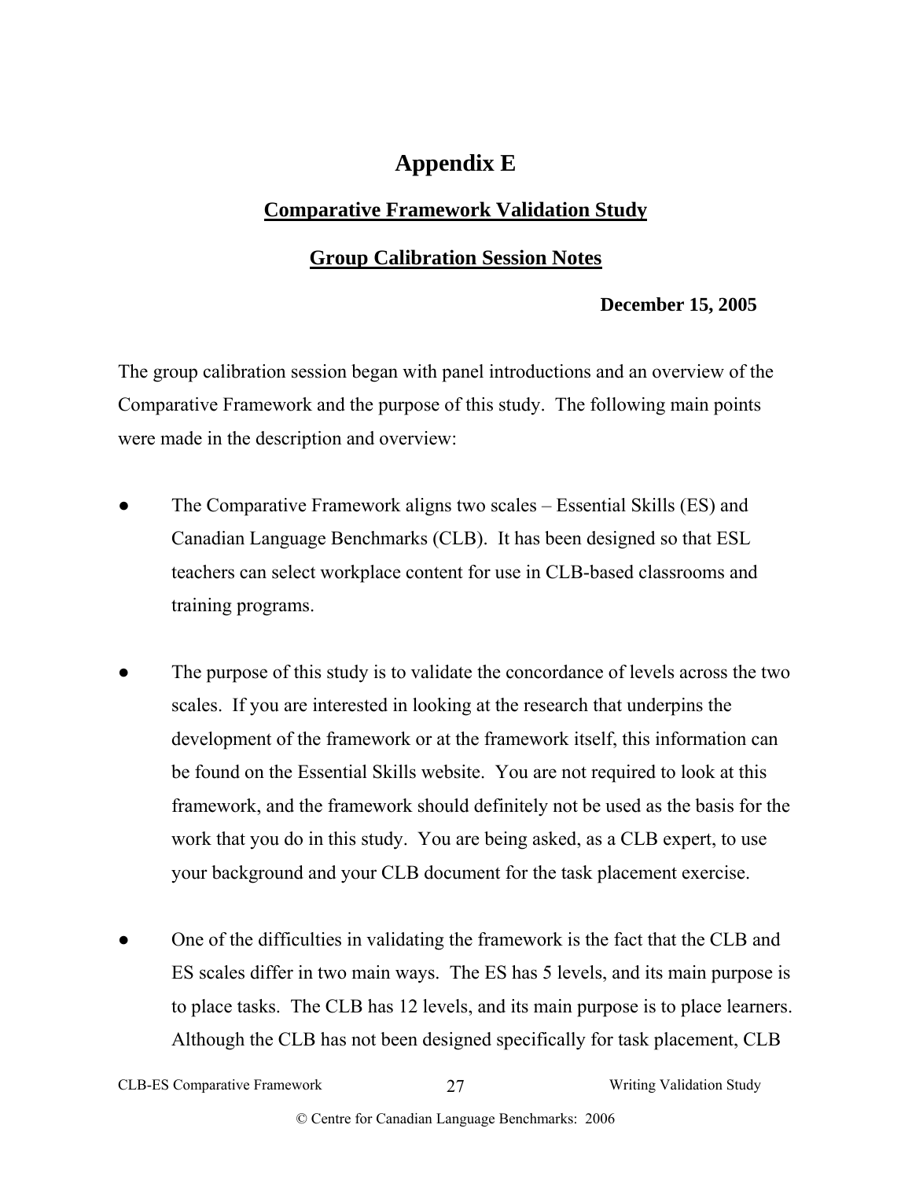# Appendix E

## Comparative Framework Validation Study

## Group Calibration Session Notes

**December 15, 2005**

The group calibration session began with panel introductions and an overview of the Comparative Framework and the purpose of this study. The following main points were made in the description and overview:

- The Comparative Framework aligns two scales – Essential Skills (ES) and Canadian Language Benchmarks (CLB). It has been designed so that ESL teachers can select workplace content for use in CLB-based classrooms and training programs.

- The purpose of this study is to validate the concordance of levels across the two scales. If you are interested in looking at the research that underpins the development of the framework or at the framework itself, this information can be found on the Essential Skills website. You are not required to look at this framework, and the framework should definitely not be used as the basis for the work that you do in this study. You are being asked, as a CLB expert, to use your background and your CLB document for the task placement exercise.

- One of the difficulties in validating the framework is the fact that the CLB and ES scales differ in two main ways. The ES has 5 levels, and its main purpose is to place tasks. The CLB has 12 levels, and its main purpose is to place learners. Although the CLB has not been designed specifically for task placement, CLB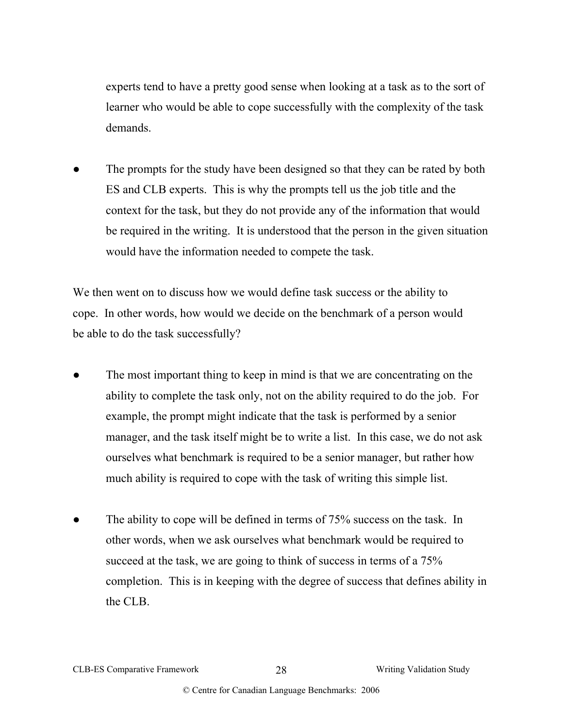experts tend to have a pretty good sense when looking at a task as to the sort of learner who would be able to cope successfully with the complexity of the task demands.

- The prompts for the study have been designed so that they can be rated by both ES and CLB experts. This is why the prompts tell us the job title and the context for the task, but they do not provide any of the information that would be required in the writing. It is understood that the person in the given situation would have the information needed to compete the task.

We then went on to discuss how we would define task success or the ability to cope. In other words, how would we decide on the benchmark of a person would be able to do the task successfully?

- The most important thing to keep in mind is that we are concentrating on the ability to complete the task only, not on the ability required to do the job. For example, the prompt might indicate that the task is performed by a senior manager, and the task itself might be to write a list. In this case, we do not ask ourselves what benchmark is required to be a senior manager, but rather how much ability is required to cope with the task of writing this simple list.

- The ability to cope will be defined in terms of 75% success on the task. In other words, when we ask ourselves what benchmark would be required to succeed at the task, we are going to think of success in terms of a 75% completion. This is in keeping with the degree of success that defines ability in the CLB.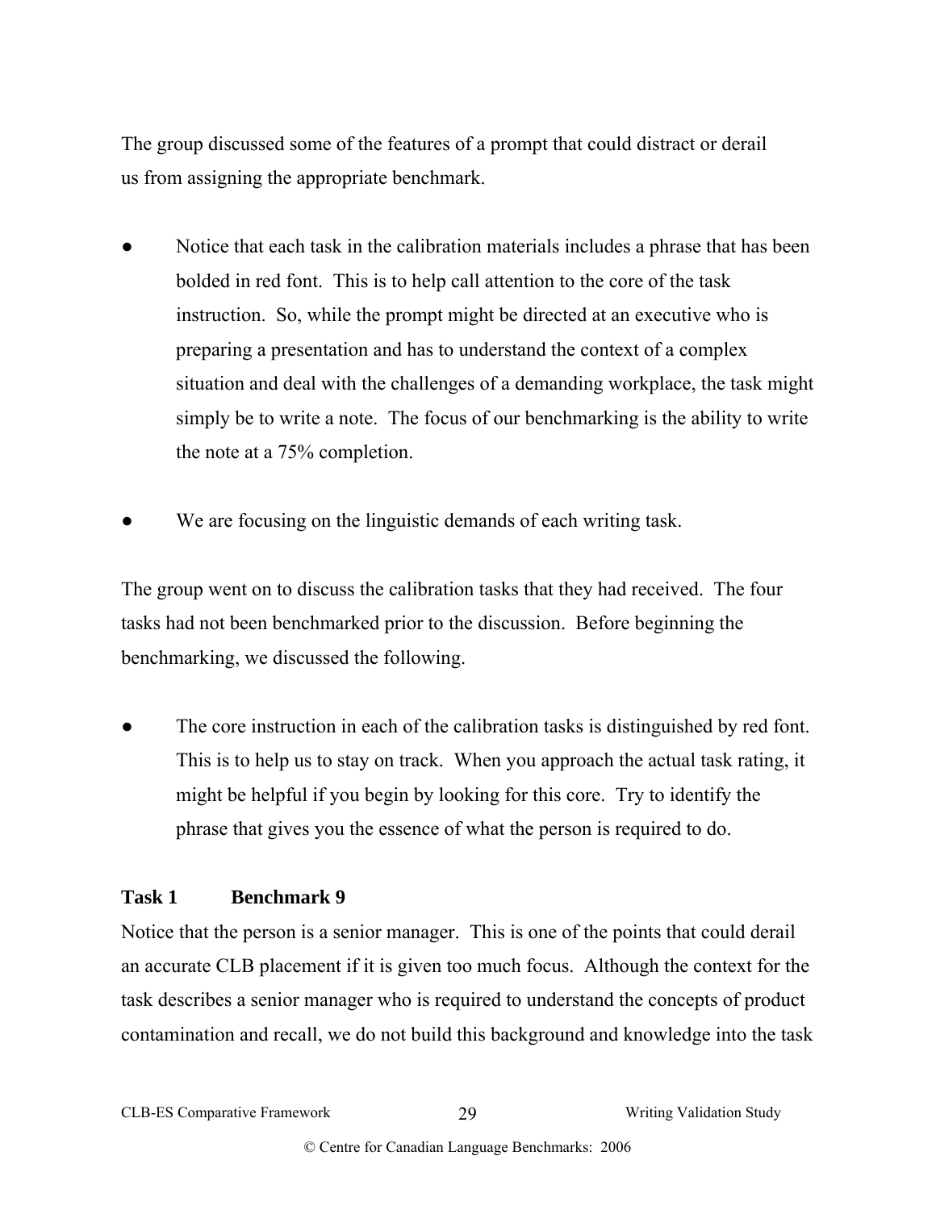The group discussed some of the features of a prompt that could distract or derail us from assigning the appropriate benchmark.

- Notice that each task in the calibration materials includes a phrase that has been bolded in red font. This is to help call attention to the core of the task instruction. So, while the prompt might be directed at an executive who is preparing a presentation and has to understand the context of a complex situation and deal with the challenges of a demanding workplace, the task might simply be to write a note. The focus of our benchmarking is the ability to write the note at a 75% completion.

- We are focusing on the linguistic demands of each writing task.

The group went on to discuss the calibration tasks that they had received. The four tasks had not been benchmarked prior to the discussion. Before beginning the benchmarking, we discussed the following.

- The core instruction in each of the calibration tasks is distinguished by red font. This is to help us to stay on track. When you approach the actual task rating, it might be helpful if you begin by looking for this core. Try to identify the phrase that gives you the essence of what the person is required to do.

**Task 1 Benchmark 9**

Notice that the person is a senior manager. This is one of the points that could derail an accurate CLB placement if it is given too much focus. Although the context for the task describes a senior manager who is required to understand the concepts of product contamination and recall, we do not build this background and knowledge into the task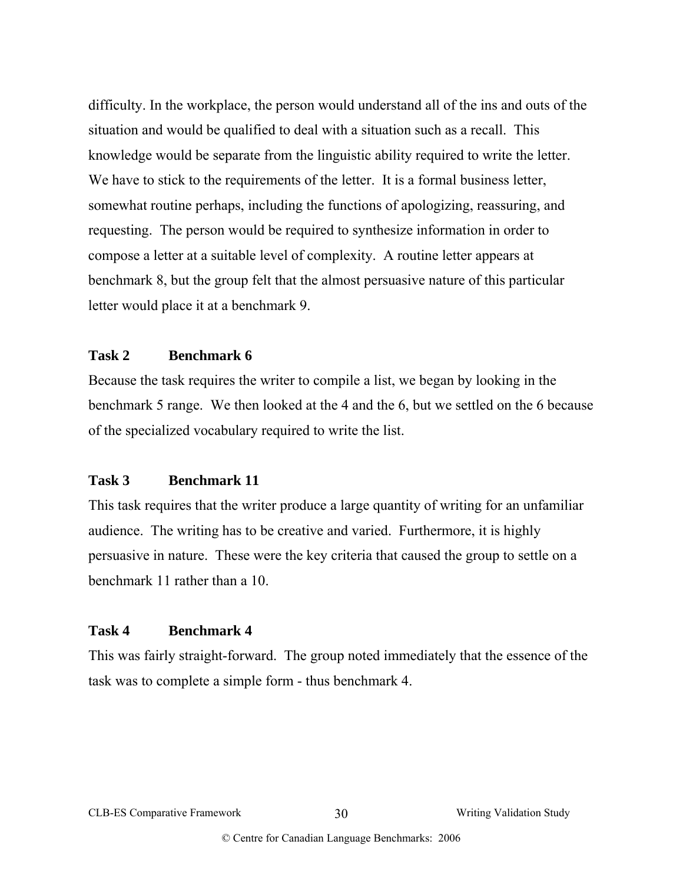difficulty. In the workplace, the person would understand all of the ins and outs of the situation and would be qualified to deal with a situation such as a recall. This knowledge would be separate from the linguistic ability required to write the letter. We have to stick to the requirements of the letter. It is a formal business letter, somewhat routine perhaps, including the functions of apologizing, reassuring, and requesting. The person would be required to synthesize information in order to compose a letter at a suitable level of complexity. A routine letter appears at benchmark 8, but the group felt that the almost persuasive nature of this particular letter would place it at a benchmark 9.

**Task 2 Benchmark 6**

Because the task requires the writer to compile a list, we began by looking in the benchmark 5 range. We then looked at the 4 and the 6, but we settled on the 6 because of the specialized vocabulary required to write the list.

**Task 3 Benchmark 11**

This task requires that the writer produce a large quantity of writing for an unfamiliar audience. The writing has to be creative and varied. Furthermore, it is highly persuasive in nature. These were the key criteria that caused the group to settle on a benchmark 11 rather than a 10.

**Task 4 Benchmark 4**

This was fairly straight-forward. The group noted immediately that the essence of the task was to complete a simple form - thus benchmark 4.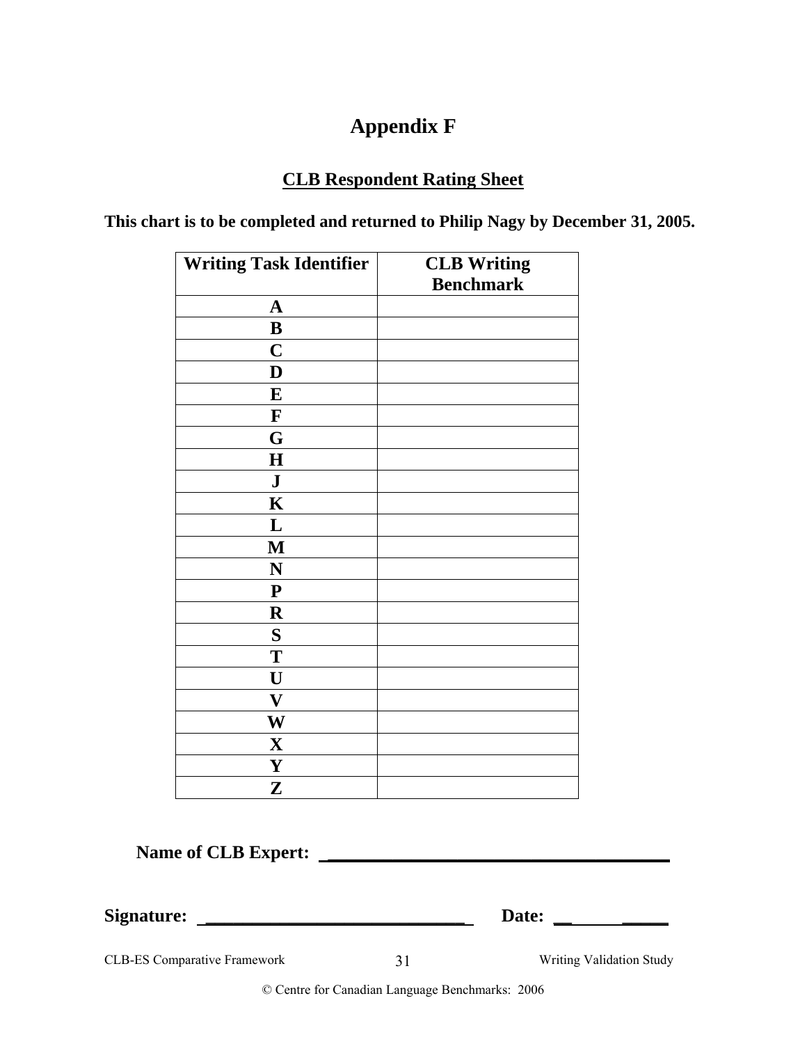# Appendix F

## CLB Respondent Rating Sheet

**This chart is to be completed and returned to Philip Nagy by December 31, 2005.**

| Writing Task Identifier | CLB Writing Benchmark |
|---|---|
| A | |
| B | |
| C | |
| D | |
| E | |
| F | |
| G | |
| H | |
| J | |
| K | |
| L | |
| M | |
| N | |
| P | |
| R | |
| S | |
| T | |
| U | |
| V | |
| W | |
| X | |
| Y | |
| Z | |

**Name of CLB Expert:** ______________________________________

**Signature:** ______________________________ **Date:** ___________

© Centre for Canadian Language Benchmarks: 2006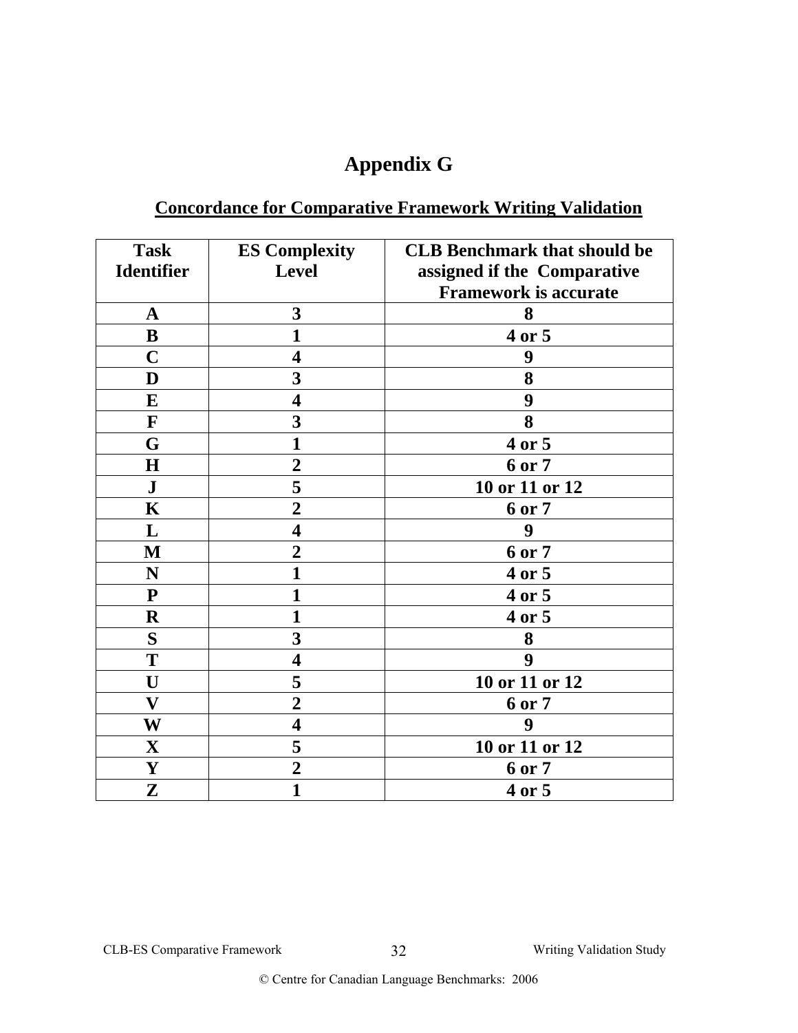# Appendix G

## Concordance for Comparative Framework Writing Validation

| Task Identifier | ES Complexity Level | CLB Benchmark that should be assigned if the Comparative Framework is accurate |
|---|---|---|
| A | 3 | 8 |
| B | 1 | 4 or 5 |
| C | 4 | 9 |
| D | 3 | 8 |
| E | 4 | 9 |
| F | 3 | 8 |
| G | 1 | 4 or 5 |
| H | 2 | 6 or 7 |
| J | 5 | 10 or 11 or 12 |
| K | 2 | 6 or 7 |
| L | 4 | 9 |
| M | 2 | 6 or 7 |
| N | 1 | 4 or 5 |
| P | 1 | 4 or 5 |
| R | 1 | 4 or 5 |
| S | 3 | 8 |
| T | 4 | 9 |
| U | 5 | 10 or 11 or 12 |
| V | 2 | 6 or 7 |
| W | 4 | 9 |
| X | 5 | 10 or 11 or 12 |
| Y | 2 | 6 or 7 |
| Z | 1 | 4 or 5 |